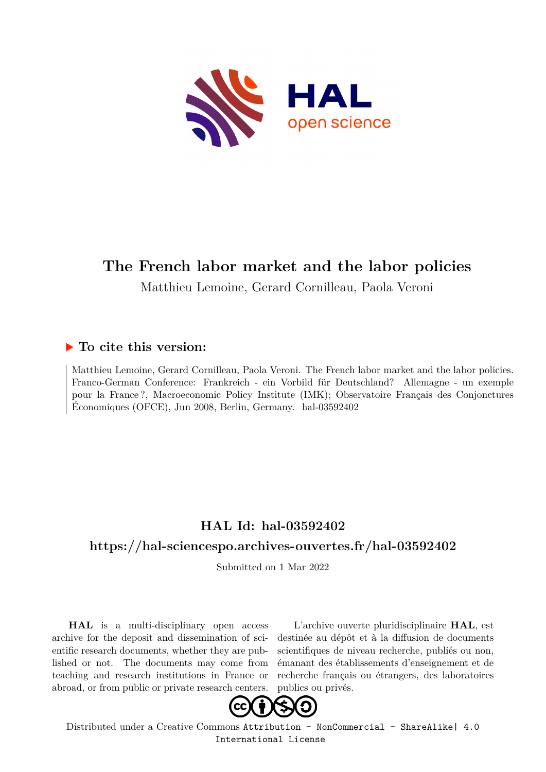# The French labor market and the labor policies

Matthieu Lemoine, Gerard Cornilleau, Paola Veroni

## ▶ To cite this version:

Matthieu Lemoine, Gerard Cornilleau, Paola Veroni. The French labor market and the labor policies. Franco-German Conference: Frankreich - ein Vorbild für Deutschland? Allemagne - un exemple pour la France ?, Macroeconomic Policy Institute (IMK); Observatoire Français des Conjonctures Économiques (OFCE), Jun 2008, Berlin, Germany. hal-03592402

## HAL Id: hal-03592402

## https://hal-sciencespo.archives-ouvertes.fr/hal-03592402

Submitted on 1 Mar 2022

**HAL** is a multi-disciplinary open access archive for the deposit and dissemination of scientific research documents, whether they are published or not. The documents may come from teaching and research institutions in France or abroad, or from public or private research centers.

L'archive ouverte pluridisciplinaire **HAL**, est destinée au dépôt et à la diffusion de documents scientifiques de niveau recherche, publiés ou non, émanant des établissements d'enseignement et de recherche français ou étrangers, des laboratoires publics ou privés.

Distributed under a Creative Commons Attribution - NonCommercial - ShareAlike| 4.0 International License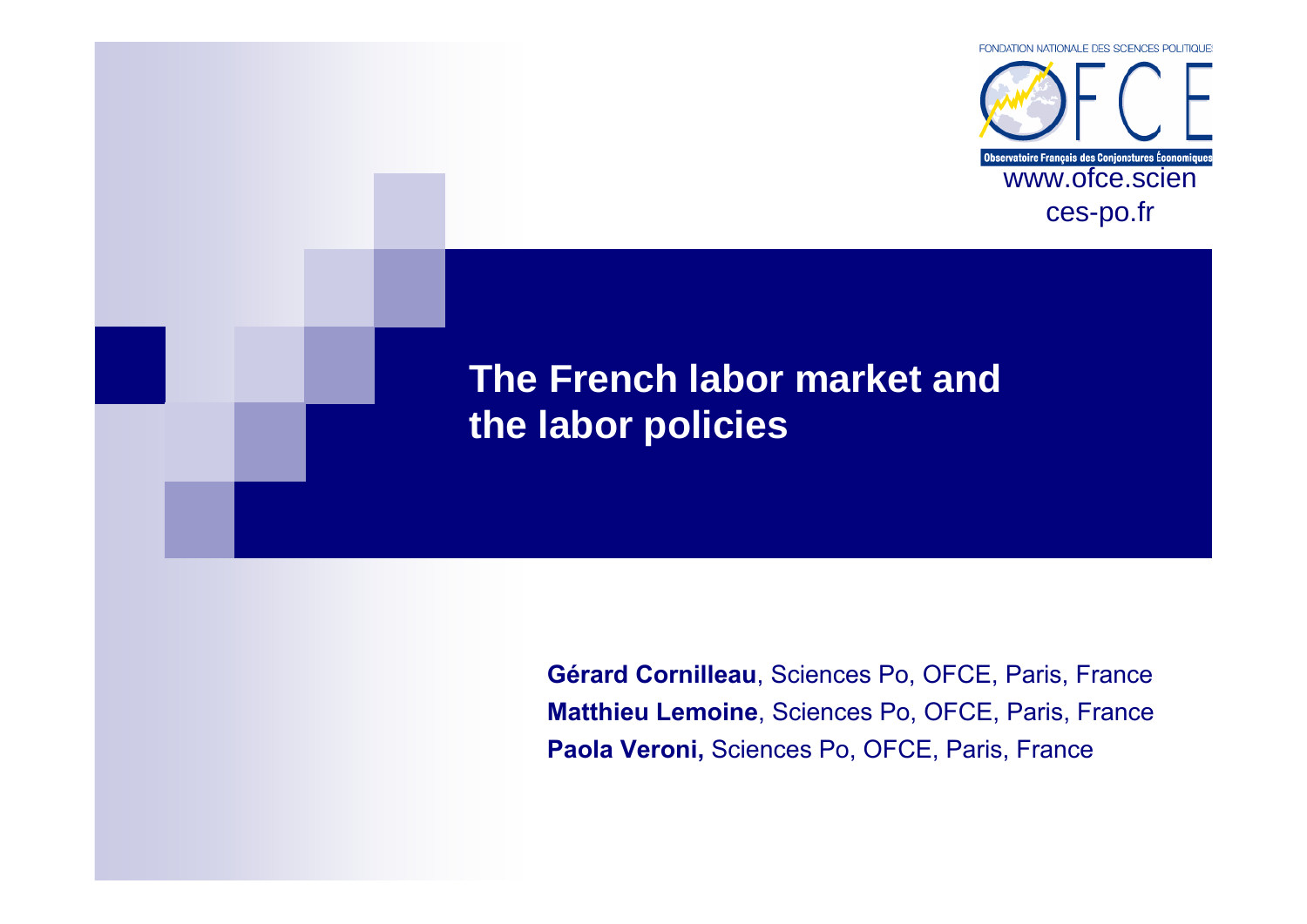FONDATION NATIONALE DES SCIENCES POLITIQUES

OFCE

Observatoire Français des Conjonctures Économiques

www.ofce.sciences-po.fr

# The French labor market and the labor policies

**Gérard Cornilleau**, Sciences Po, OFCE, Paris, France

**Matthieu Lemoine**, Sciences Po, OFCE, Paris, France

**Paola Veroni,** Sciences Po, OFCE, Paris, France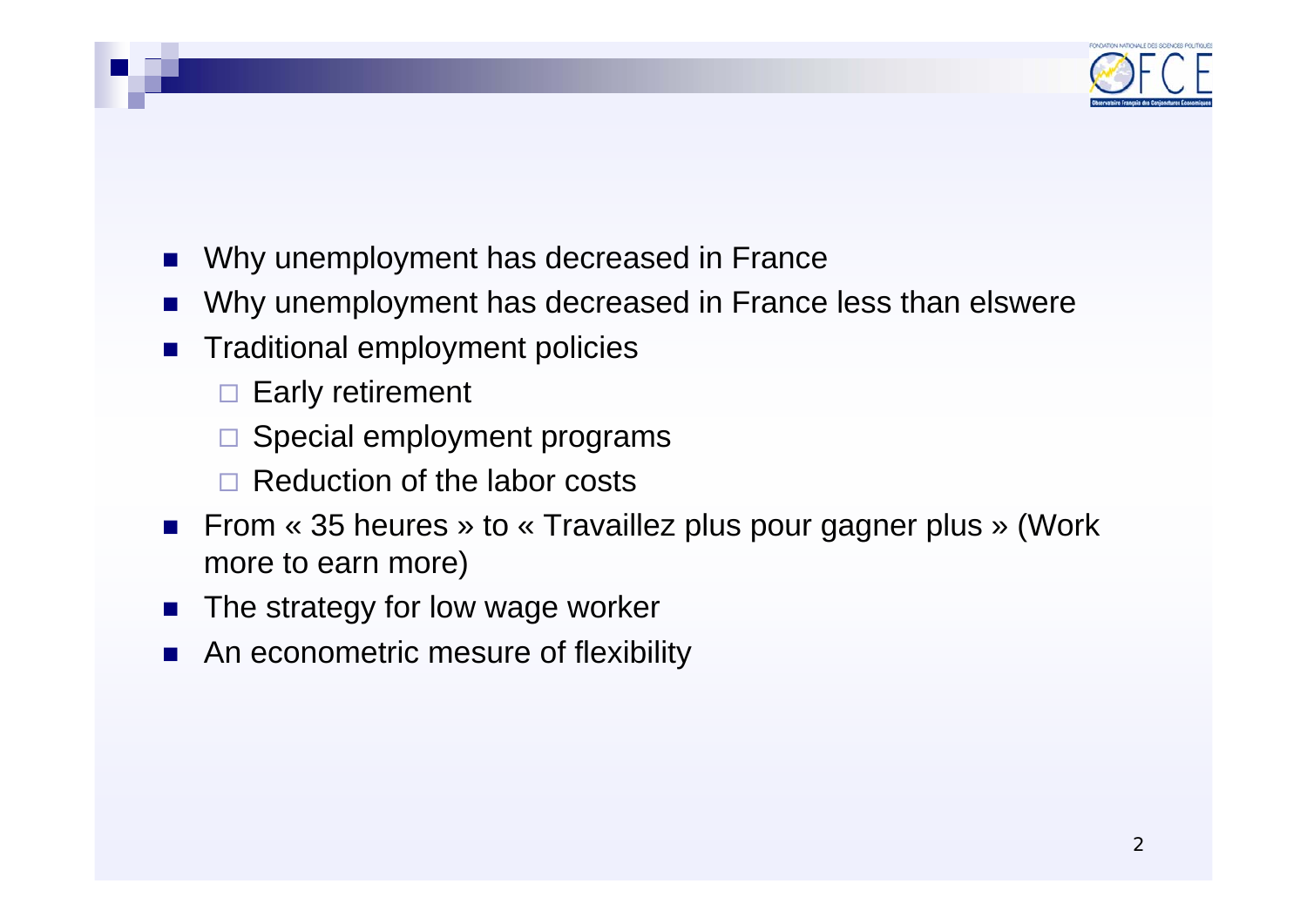- Why unemployment has decreased in France
- Why unemployment has decreased in France less than elswere
- Traditional employment policies
  - Early retirement
  - Special employment programs
  - Reduction of the labor costs
- From « 35 heures » to « Travaillez plus pour gagner plus » (Work more to earn more)
- The strategy for low wage worker
- An econometric mesure of flexibility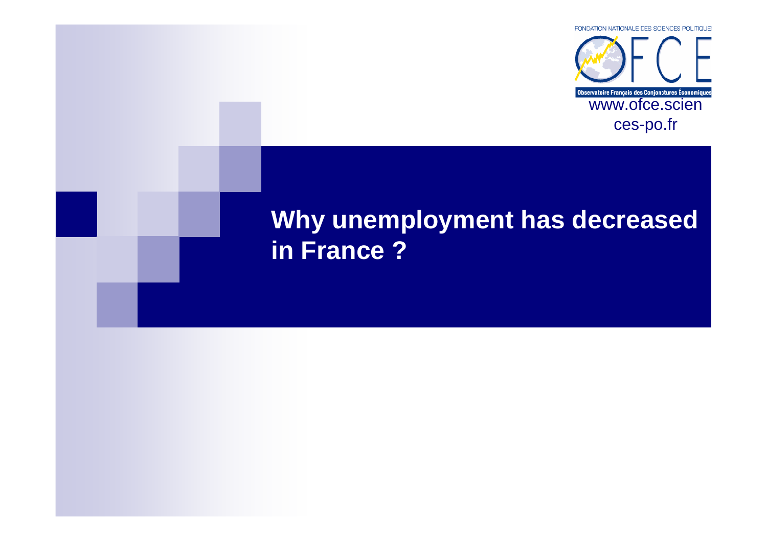FONDATION NATIONALE DES SCIENCES POLITIQUES

Observatoire Français des Conjonctures Économiques

www.ofce.sciences-po.fr

# Why unemployment has decreased in France ?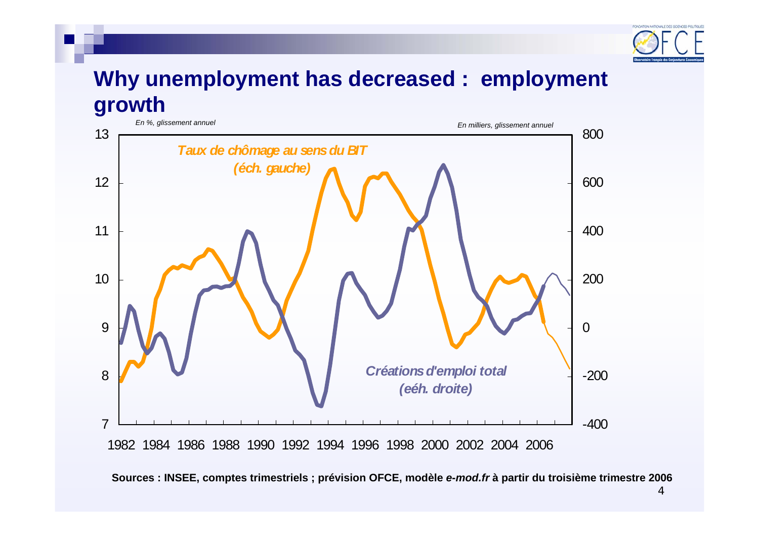# Why unemployment has decreased : employment growth

*En %, glissement annuel*

*En milliers, glissement annuel*

***Taux de chômage au sens du BIT (éch. gauche)***

***Créations d'emploi total (eéh. droite)***

13, 12, 11, 10, 9, 8, 7

800, 600, 400, 200, 0, -200, -400

1982 1984 1986 1988 1990 1992 1994 1996 1998 2000 2002 2004 2006

**Sources : INSEE, comptes trimestriels ; prévision OFCE, modèle *e-mod.fr* à partir du troisième trimestre 2006**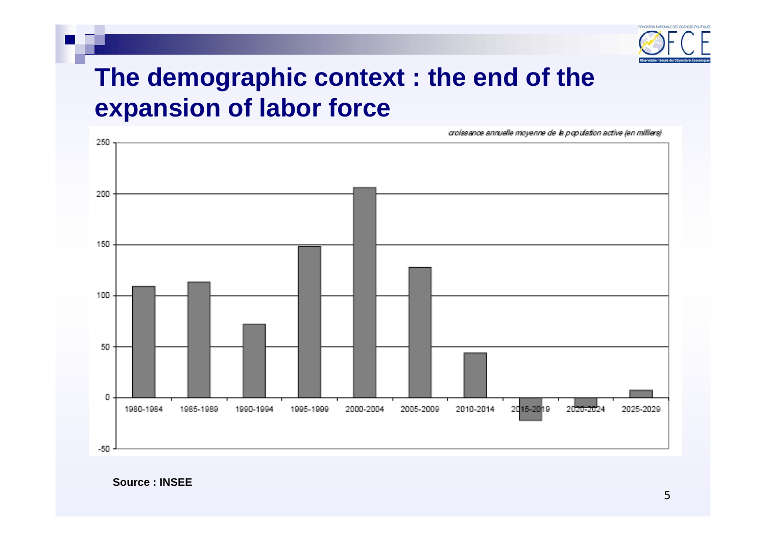# The demographic context : the end of the expansion of labor force

*croissance annuelle moyenne de la population active (en milliers)*

| Period | Value (approx.) |
|---|---|
| 1980-1984 | 109 |
| 1985-1989 | 113 |
| 1990-1994 | 72 |
| 1995-1999 | 148 |
| 2000-2004 | 206 |
| 2005-2009 | 128 |
| 2010-2014 | 44 |
| 2015-2019 | -22 |
| 2020-2024 | -9 |
| 2025-2029 | 7 |

**Source : INSEE**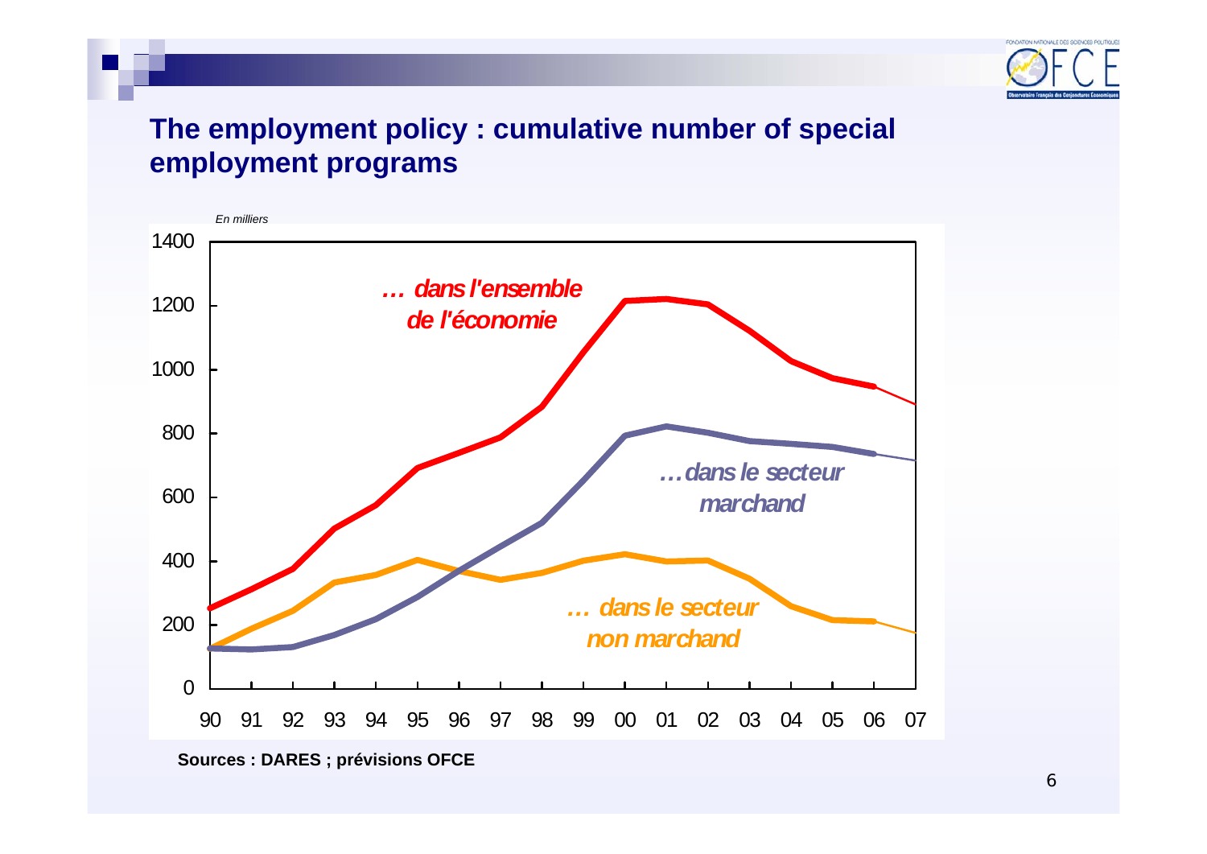## The employment policy : cumulative number of special employment programs

*En milliers*

*… dans l'ensemble de l'économie*

*…dans le secteur marchand*

*… dans le secteur non marchand*

1400, 1200, 1000, 800, 600, 400, 200, 0

90 91 92 93 94 95 96 97 98 99 00 01 02 03 04 05 06 07

**Sources : DARES ; prévisions OFCE**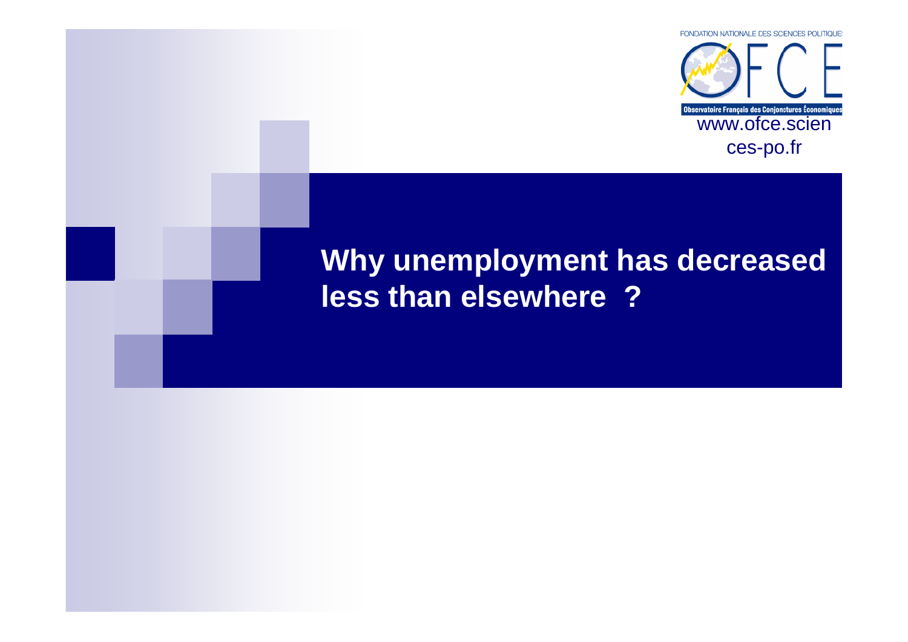# Why unemployment has decreased less than elsewhere ?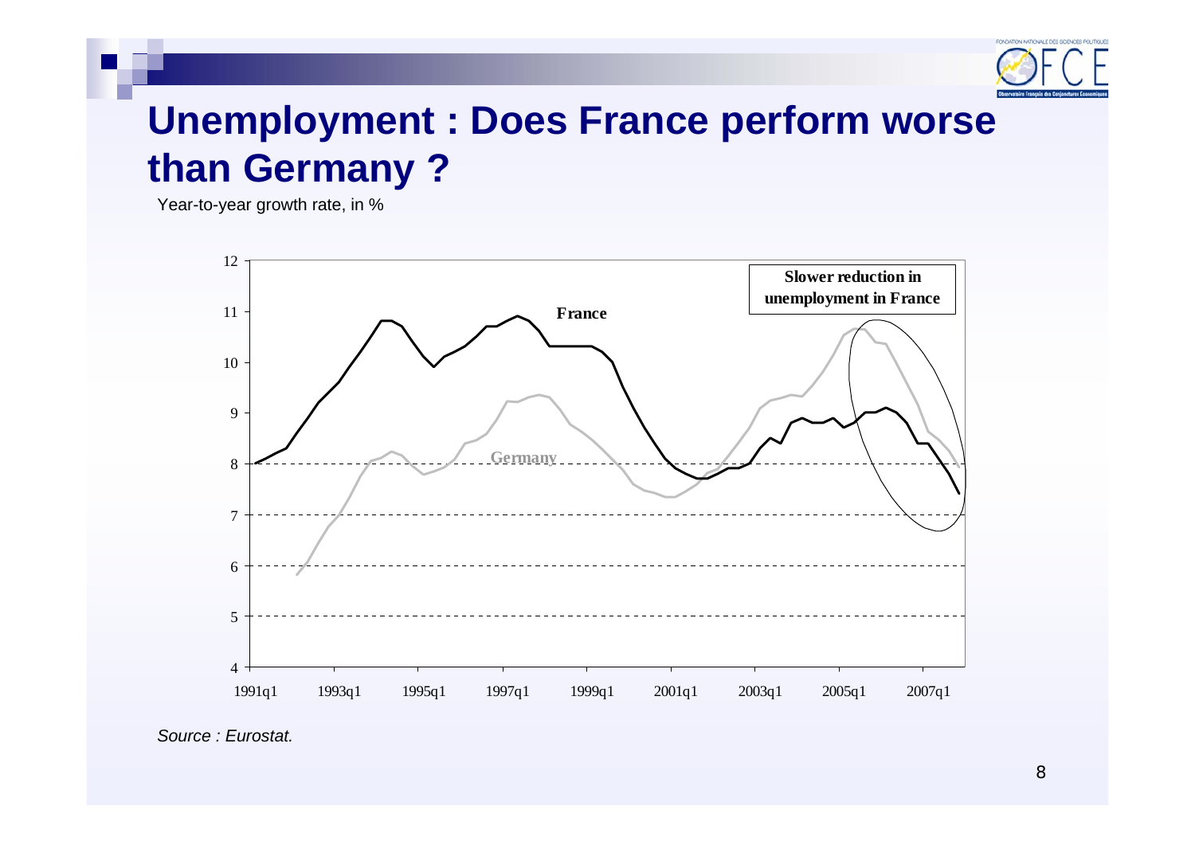# Unemployment : Does France perform worse than Germany ?

Year-to-year growth rate, in %

Slower reduction in unemployment in France

France

Germany

*Source : Eurostat.*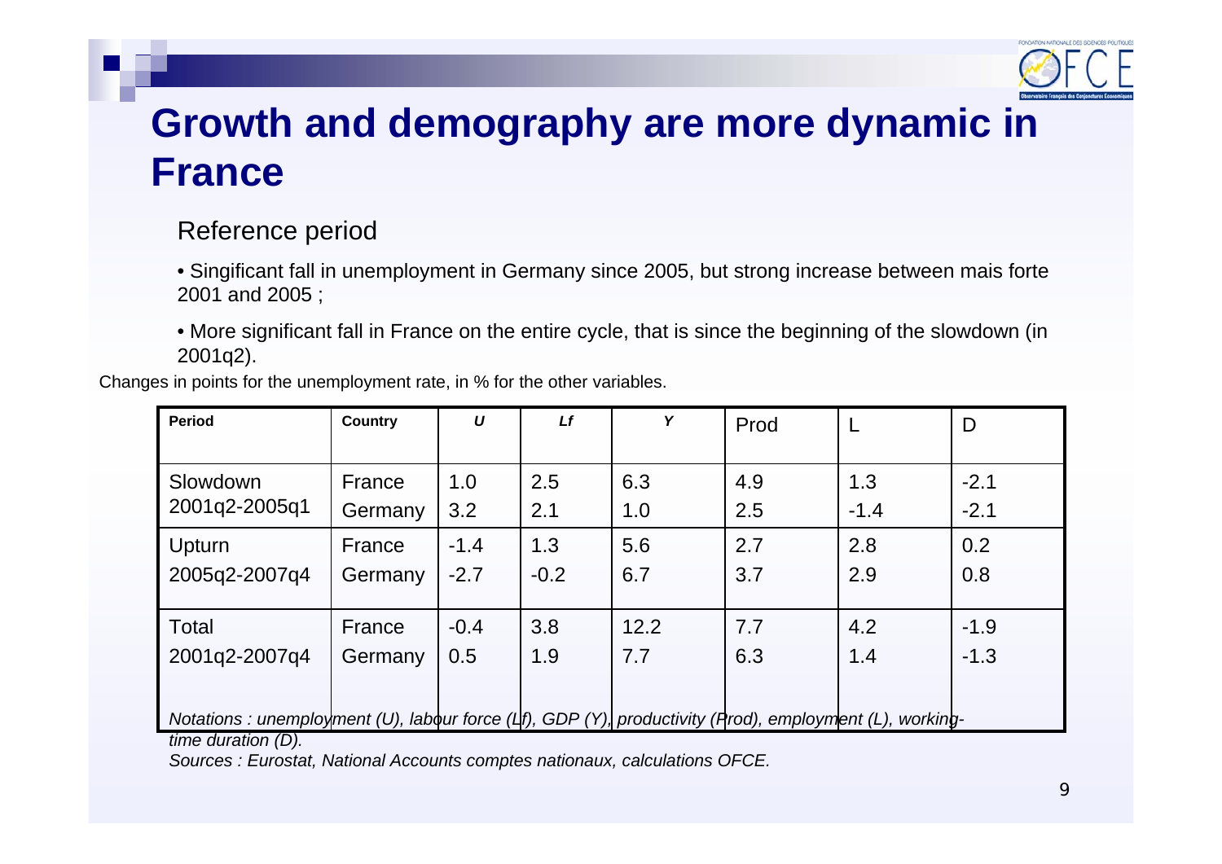# Growth and demography are more dynamic in France

Reference period

- Singificant fall in unemployment in Germany since 2005, but strong increase between mais forte 2001 and 2005 ;
- More significant fall in France on the entire cycle, that is since the beginning of the slowdown (in 2001q2).

Changes in points for the unemployment rate, in % for the other variables.

| Period | Country | *U* | *Lf* | *Y* | Prod | L | D |
|---|---|---|---|---|---|---|---|
| Slowdown 2001q2-2005q1 | France | 1.0 | 2.5 | 6.3 | 4.9 | 1.3 | -2.1 |
| | Germany | 3.2 | 2.1 | 1.0 | 2.5 | -1.4 | -2.1 |
| Upturn 2005q2-2007q4 | France | -1.4 | 1.3 | 5.6 | 2.7 | 2.8 | 0.2 |
| | Germany | -2.7 | -0.2 | 6.7 | 3.7 | 2.9 | 0.8 |
| Total 2001q2-2007q4 | France | -0.4 | 3.8 | 12.2 | 7.7 | 4.2 | -1.9 |
| | Germany | 0.5 | 1.9 | 7.7 | 6.3 | 1.4 | -1.3 |

*Notations : unemployment (U), labour force (Lf), GDP (Y), productivity (Prod), employment (L), working-time duration (D).*

*Sources : Eurostat, National Accounts comptes nationaux, calculations OFCE.*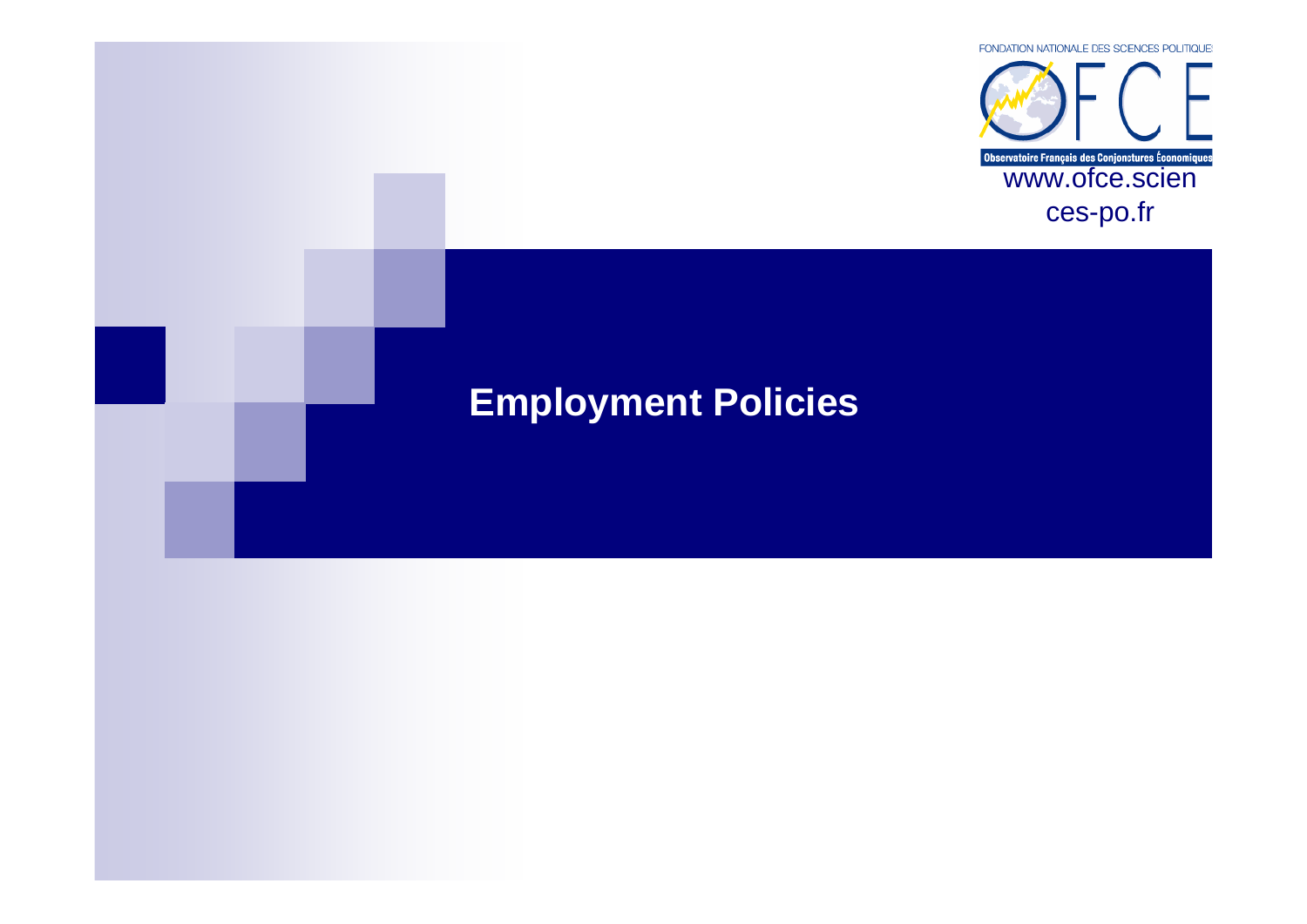# Employment Policies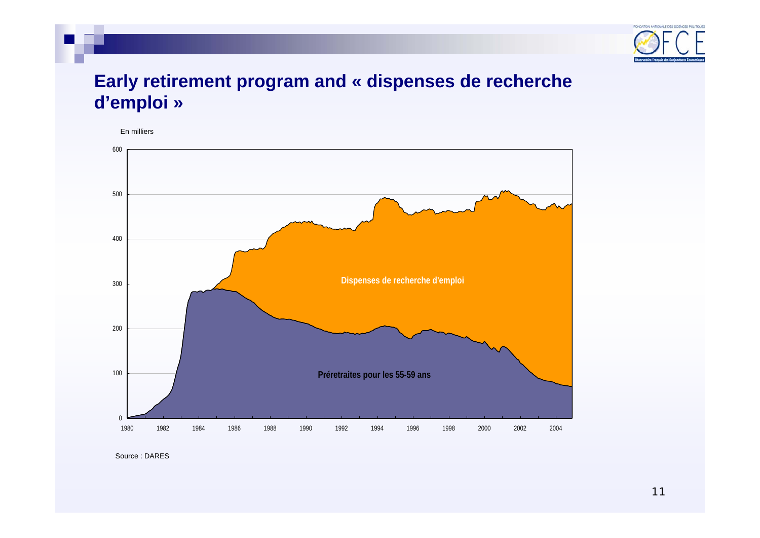# Early retirement program and « dispenses de recherche d'emploi »

En milliers

Dispenses de recherche d'emploi

Préretraites pour les 55-59 ans

Source : DARES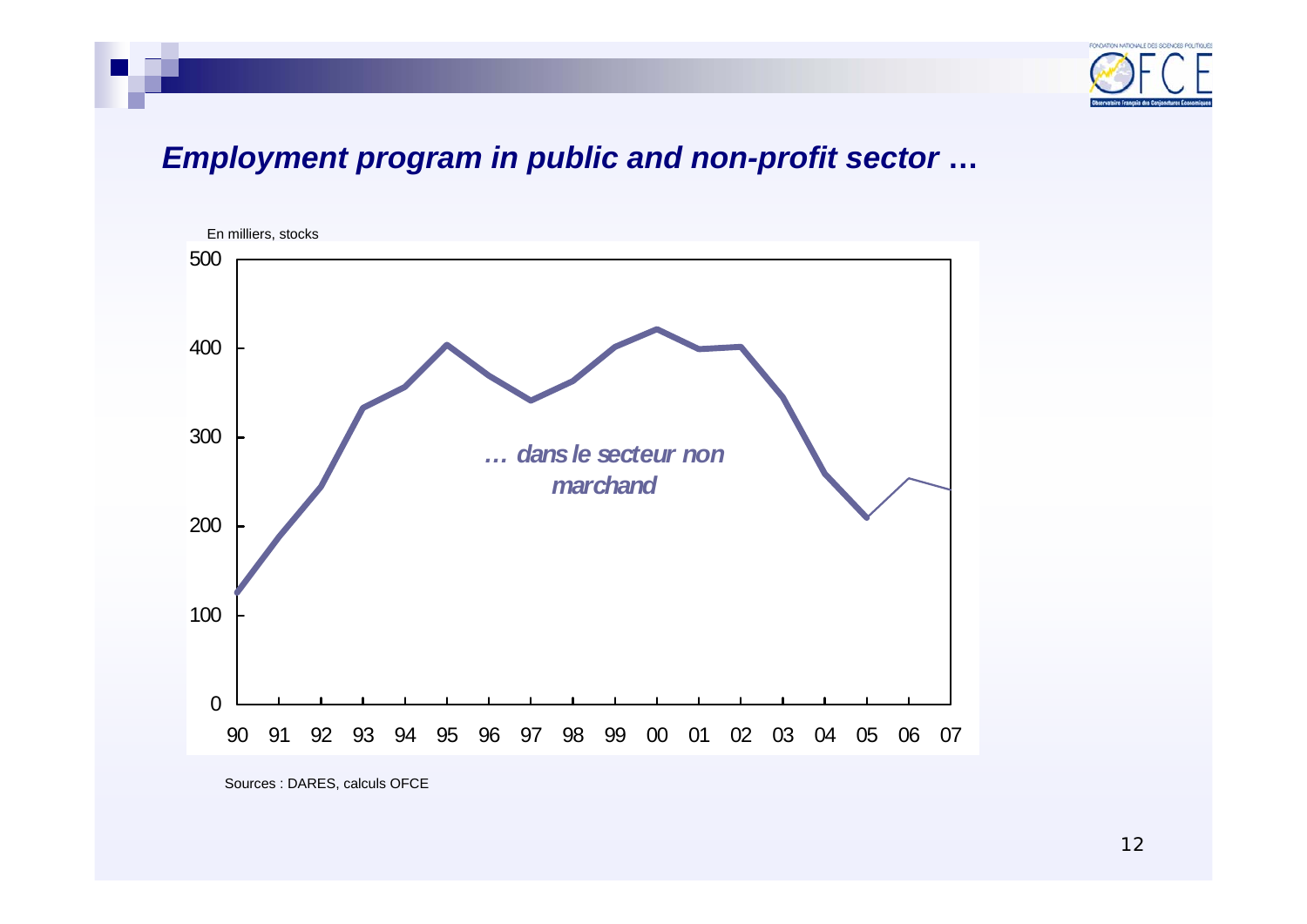## *Employment program in public and non-profit sector …*

En milliers, stocks

*… dans le secteur non marchand*

| Année | Stocks (milliers, approx.) |
|---|---|
| 90 | 125 |
| 91 | 188 |
| 92 | 245 |
| 93 | 333 |
| 94 | 357 |
| 95 | 404 |
| 96 | 370 |
| 97 | 342 |
| 98 | 363 |
| 99 | 402 |
| 00 | 421 |
| 01 | 400 |
| 02 | 402 |
| 03 | 346 |
| 04 | 259 |
| 05 | 210 |
| 06 | 254 |
| 07 | 242 |

Sources : DARES, calculs OFCE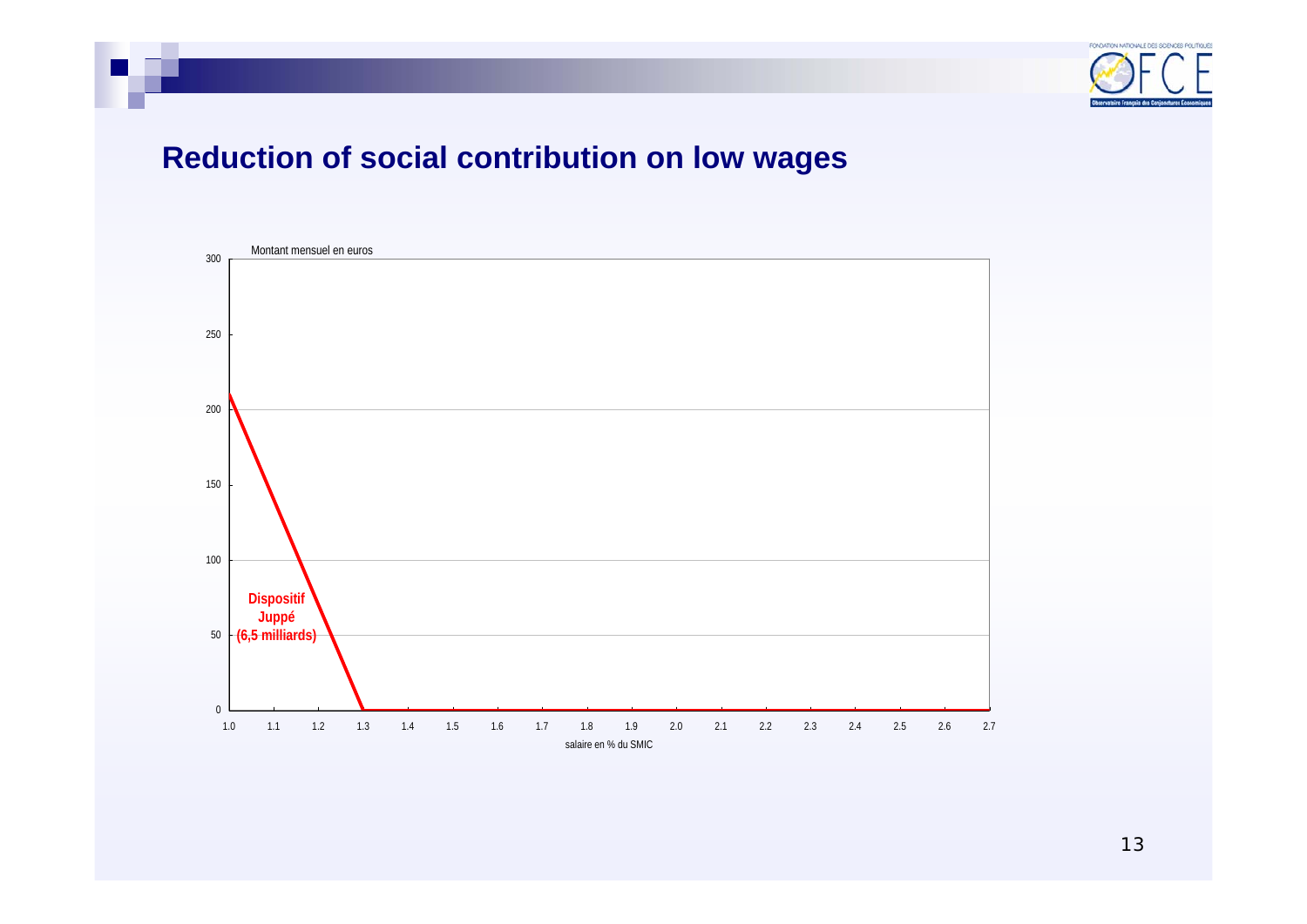# Reduction of social contribution on low wages

Montant mensuel en euros

300

250

200

150

100

50

0

1.0 1.1 1.2 1.3 1.4 1.5 1.6 1.7 1.8 1.9 2.0 2.1 2.2 2.3 2.4 2.5 2.6 2.7

salaire en % du SMIC

**Dispositif Juppé (6,5 milliards)**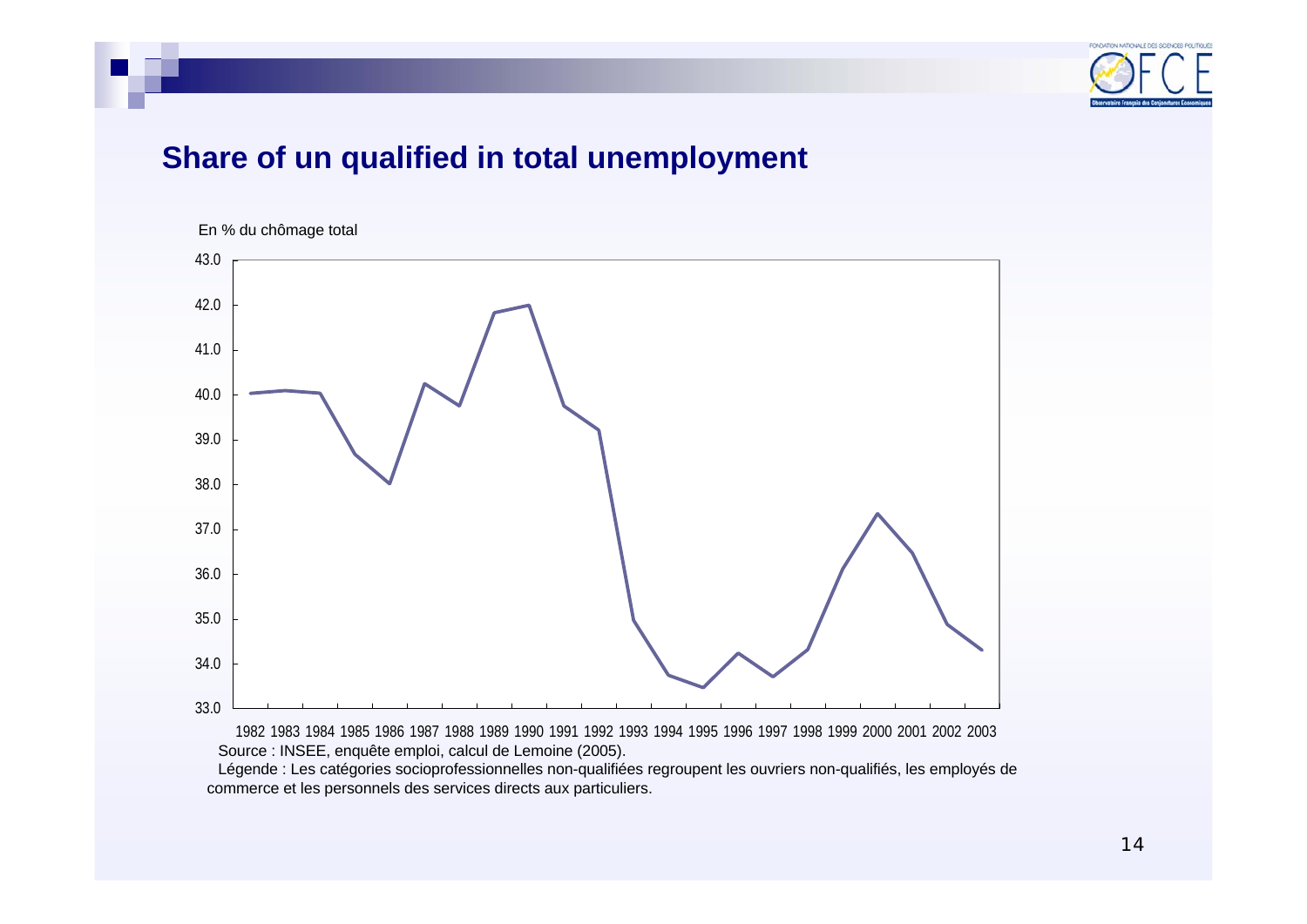## Share of un qualified in total unemployment

En % du chômage total

| Year | % |
|---|---|
| 1982 | 40.0 |
| 1983 | 40.1 |
| 1984 | 40.0 |
| 1985 | 38.7 |
| 1986 | 38.0 |
| 1987 | 40.2 |
| 1988 | 39.8 |
| 1989 | 41.8 |
| 1990 | 42.0 |
| 1991 | 39.8 |
| 1992 | 39.2 |
| 1993 | 35.0 |
| 1994 | 33.8 |
| 1995 | 33.5 |
| 1996 | 34.2 |
| 1997 | 33.7 |
| 1998 | 34.3 |
| 1999 | 36.1 |
| 2000 | 37.4 |
| 2001 | 36.5 |
| 2002 | 34.9 |
| 2003 | 34.3 |

Source : INSEE, enquête emploi, calcul de Lemoine (2005).

Légende : Les catégories socioprofessionnelles non-qualifiées regroupent les ouvriers non-qualifiés, les employés de commerce et les personnels des services directs aux particuliers.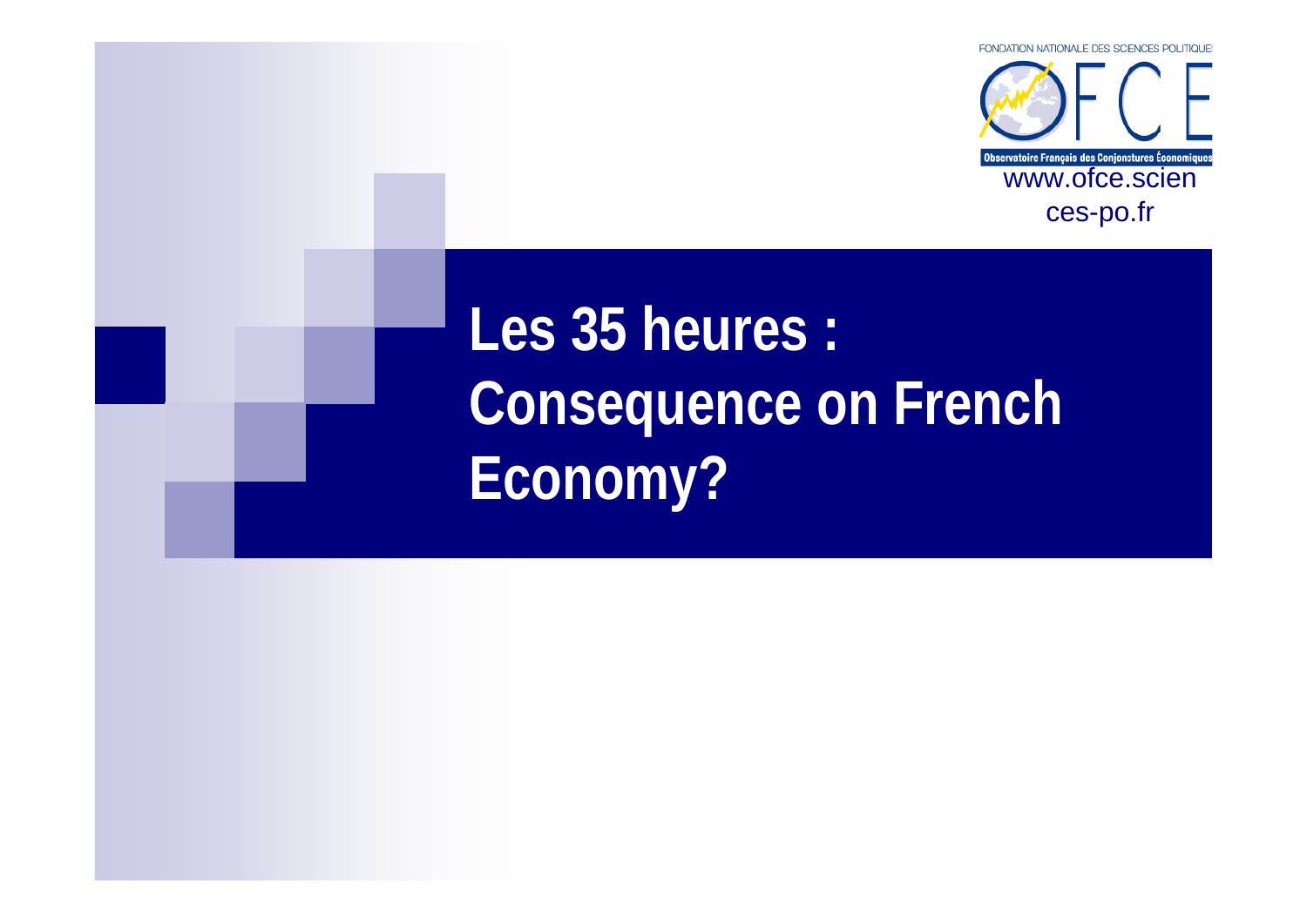FONDATION NATIONALE DES SCIENCES POLITIQUES

OFCE

Observatoire Français des Conjonctures Économiques

www.ofce.sciences-po.fr

# Les 35 heures : Consequence on French Economy?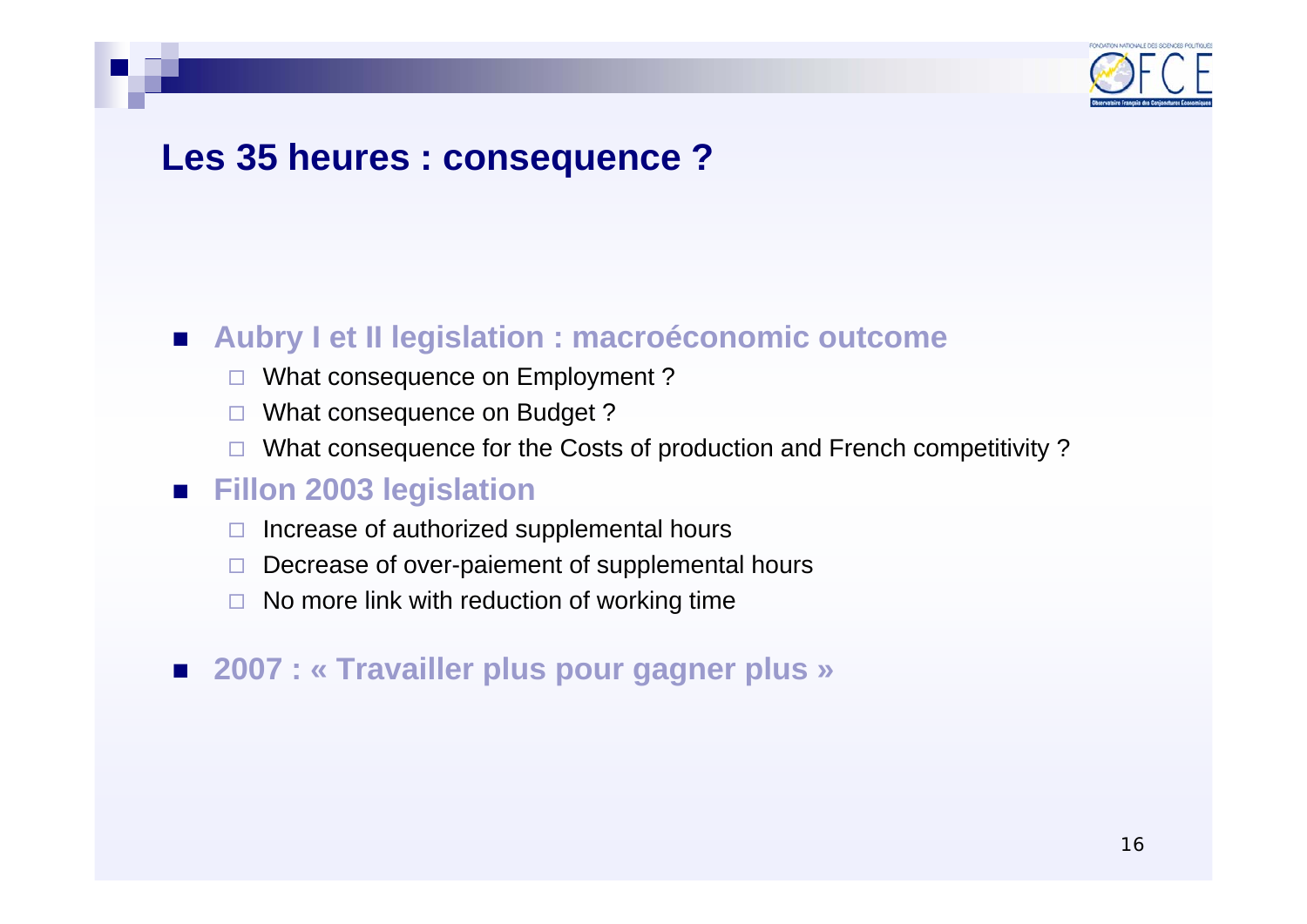# Les 35 heures : consequence ?

- **Aubry I et II legislation : macroéconomic outcome**
  - What consequence on Employment ?
  - What consequence on Budget ?
  - What consequence for the Costs of production and French competitivity ?
- **Fillon 2003 legislation**
  - Increase of authorized supplemental hours
  - Decrease of over-paiement of supplemental hours
  - No more link with reduction of working time
- **2007 : « Travailler plus pour gagner plus »**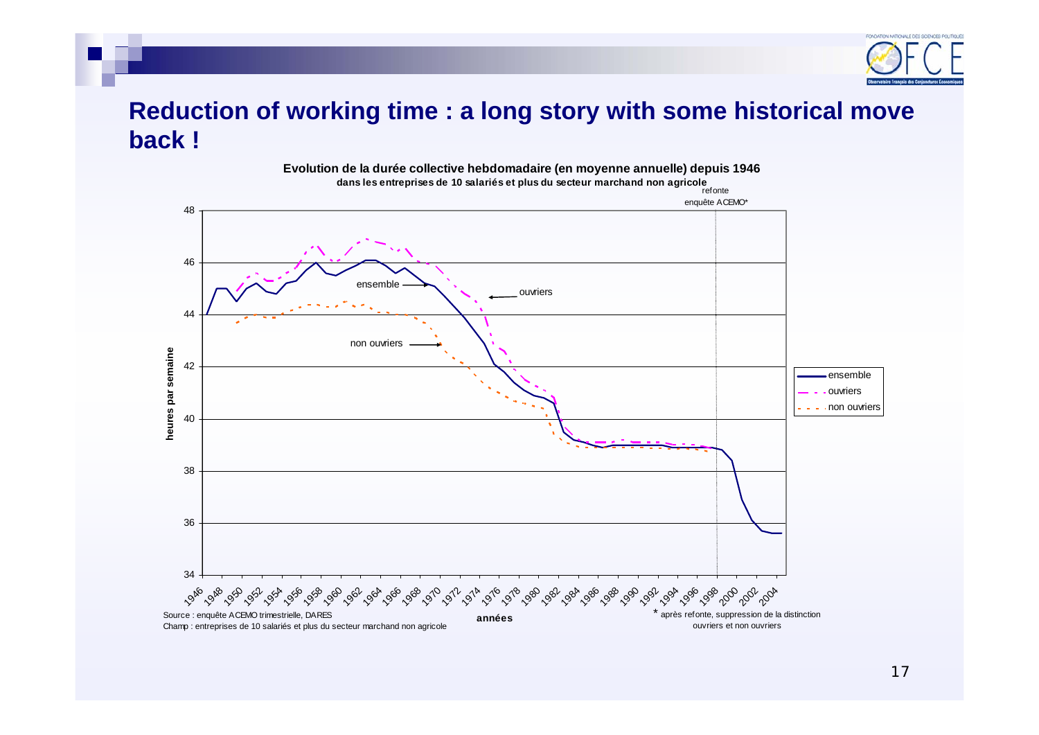# Reduction of working time : a long story with some historical move back !

**Evolution de la durée collective hebdomadaire (en moyenne annuelle) depuis 1946**

**dans les entreprises de 10 salariés et plus du secteur marchand non agricole**

refonte enquête ACEMO*

heures par semaine

années

ensemble

ouvriers

non ouvriers

Source : enquête ACEMO trimestrielle, DARES

Champ : entreprises de 10 salariés et plus du secteur marchand non agricole

* après refonte, suppression de la distinction ouvriers et non ouvriers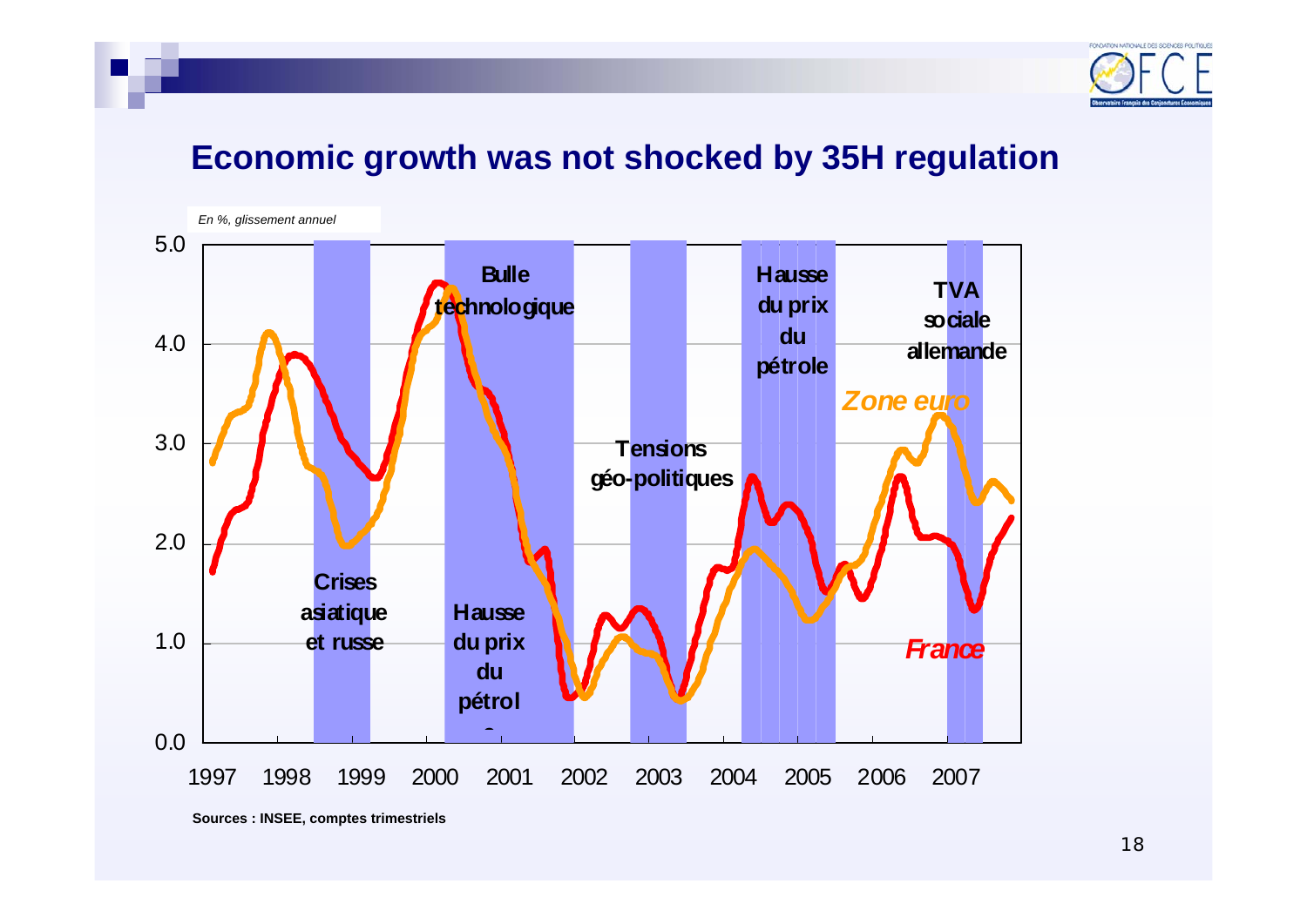## Economic growth was not shocked by 35H regulation

*En %, glissement annuel*

Bulle technologique

Hausse du prix du pétrole

TVA sociale allemande

*Zone euro*

Tensions géo-politiques

Crises asiatique et russe

Hausse du prix du pétrole

*France*

Sources : INSEE, comptes trimestriels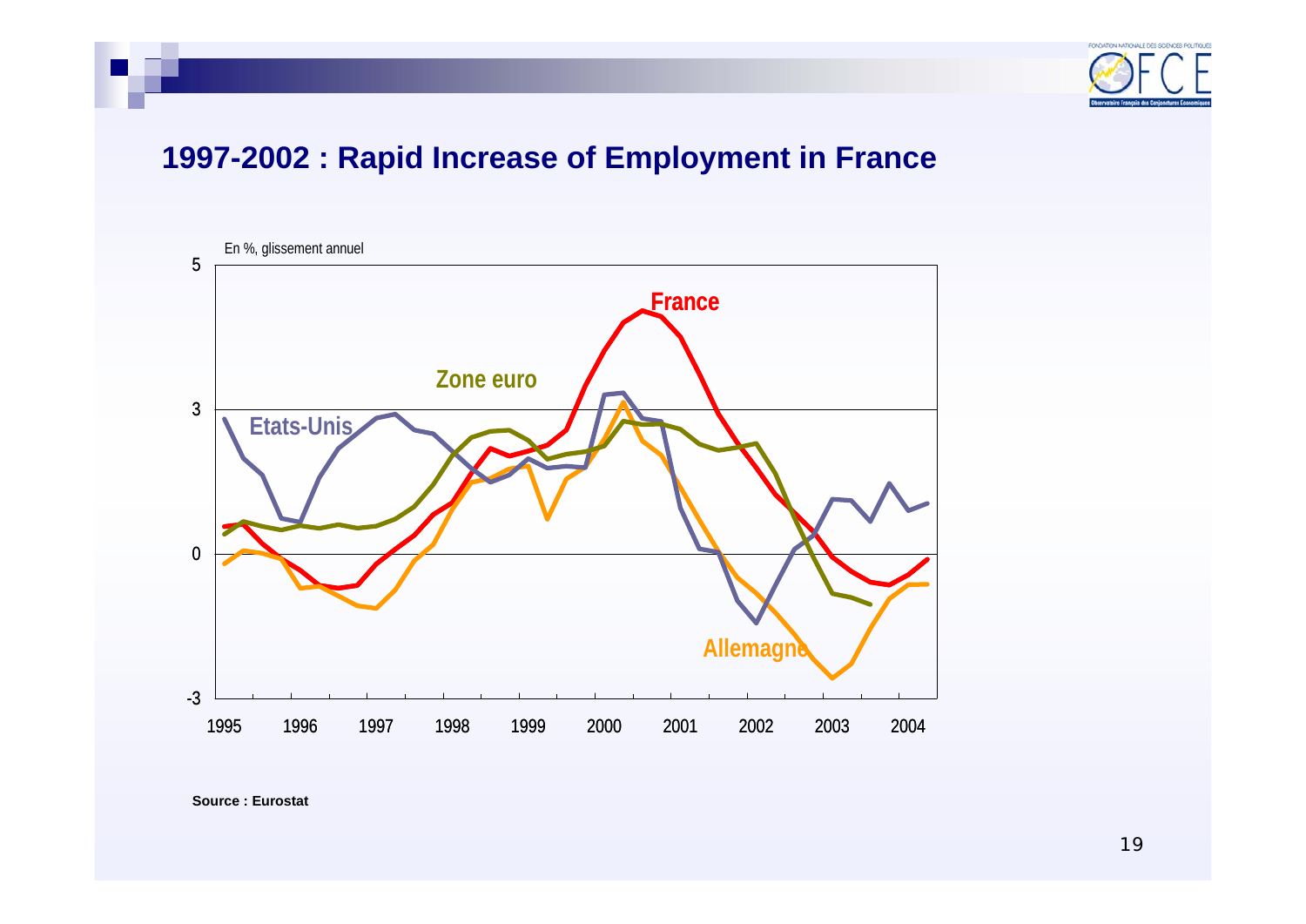## 1997-2002 : Rapid Increase of Employment in France

En %, glissement annuel

France

Zone euro

Etats-Unis

Allemagne

5

3

0

-3

1995 1996 1997 1998 1999 2000 2001 2002 2003 2004

**Source : Eurostat**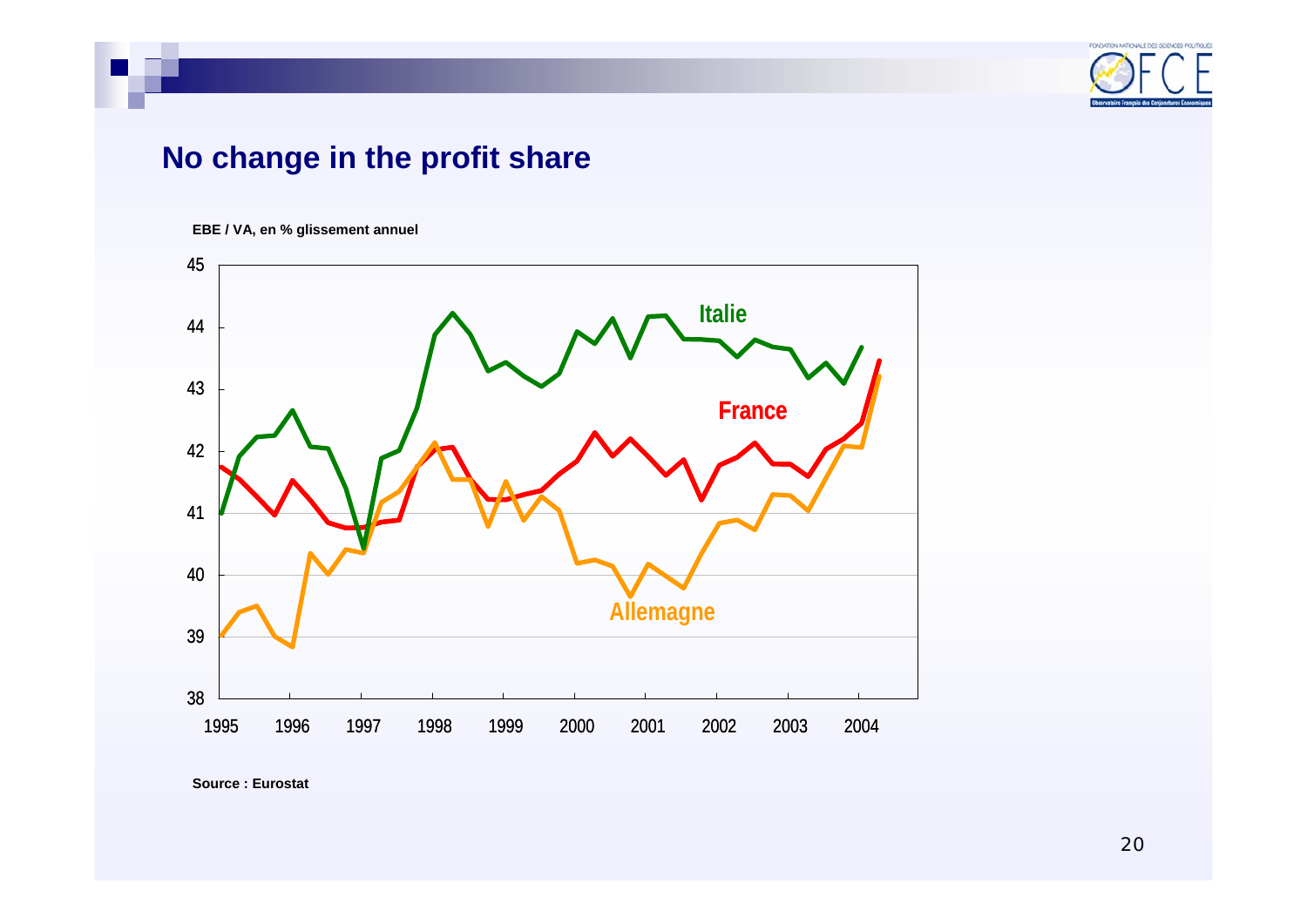## No change in the profit share

EBE / VA, en % glissement annuel

Source : Eurostat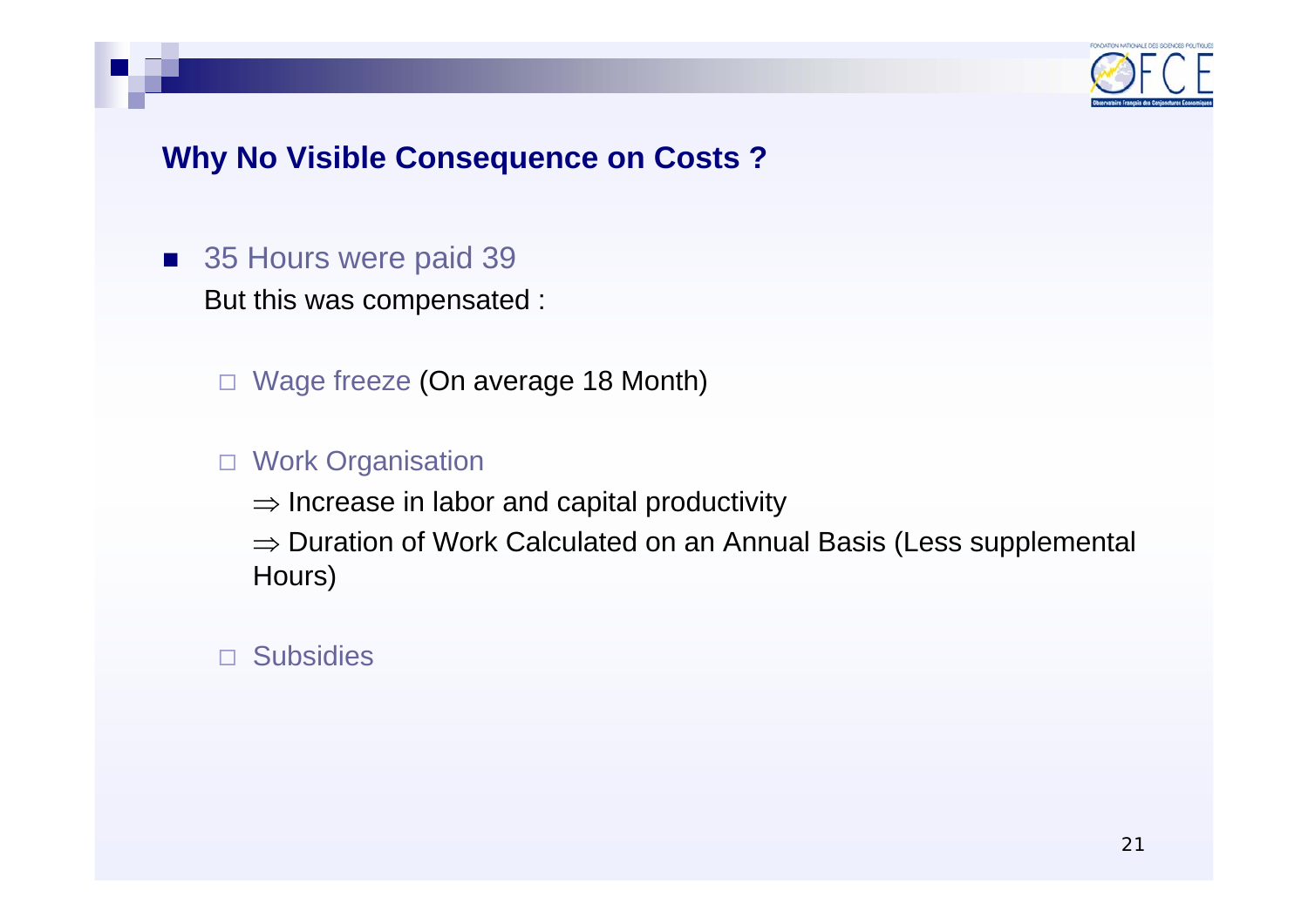## Why No Visible Consequence on Costs ?

- 35 Hours were paid 39

  But this was compensated :

  - Wage freeze (On average 18 Month)

  - Work Organisation

    $\Rightarrow$ Increase in labor and capital productivity

    $\Rightarrow$ Duration of Work Calculated on an Annual Basis (Less supplemental Hours)

  - Subsidies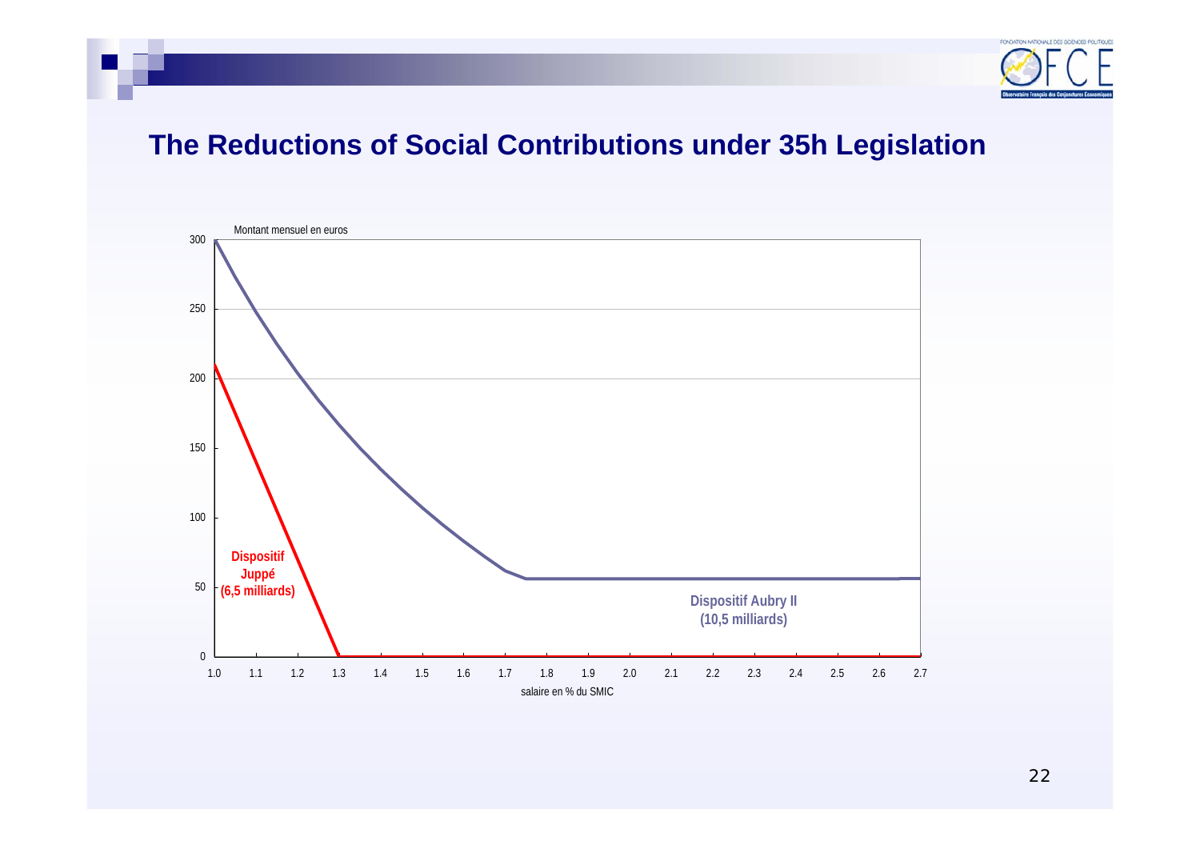# The Reductions of Social Contributions under 35h Legislation

Montant mensuel en euros

**Dispositif Juppé (6,5 milliards)**

**Dispositif Aubry II (10,5 milliards)**

salaire en % du SMIC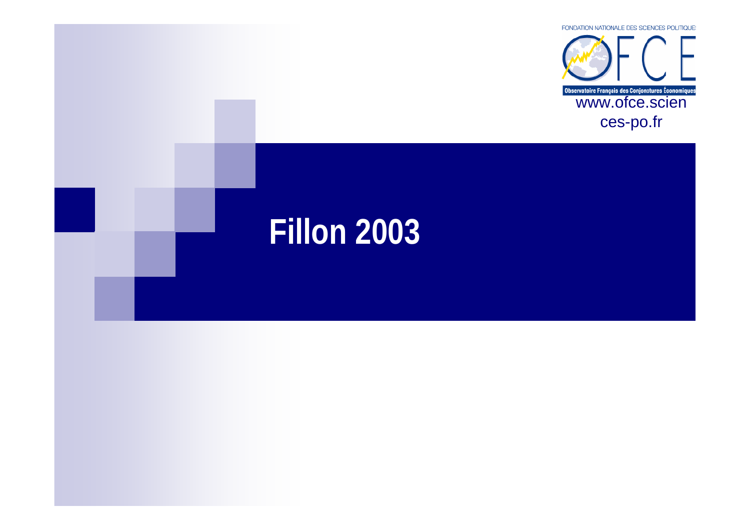# Fillon 2003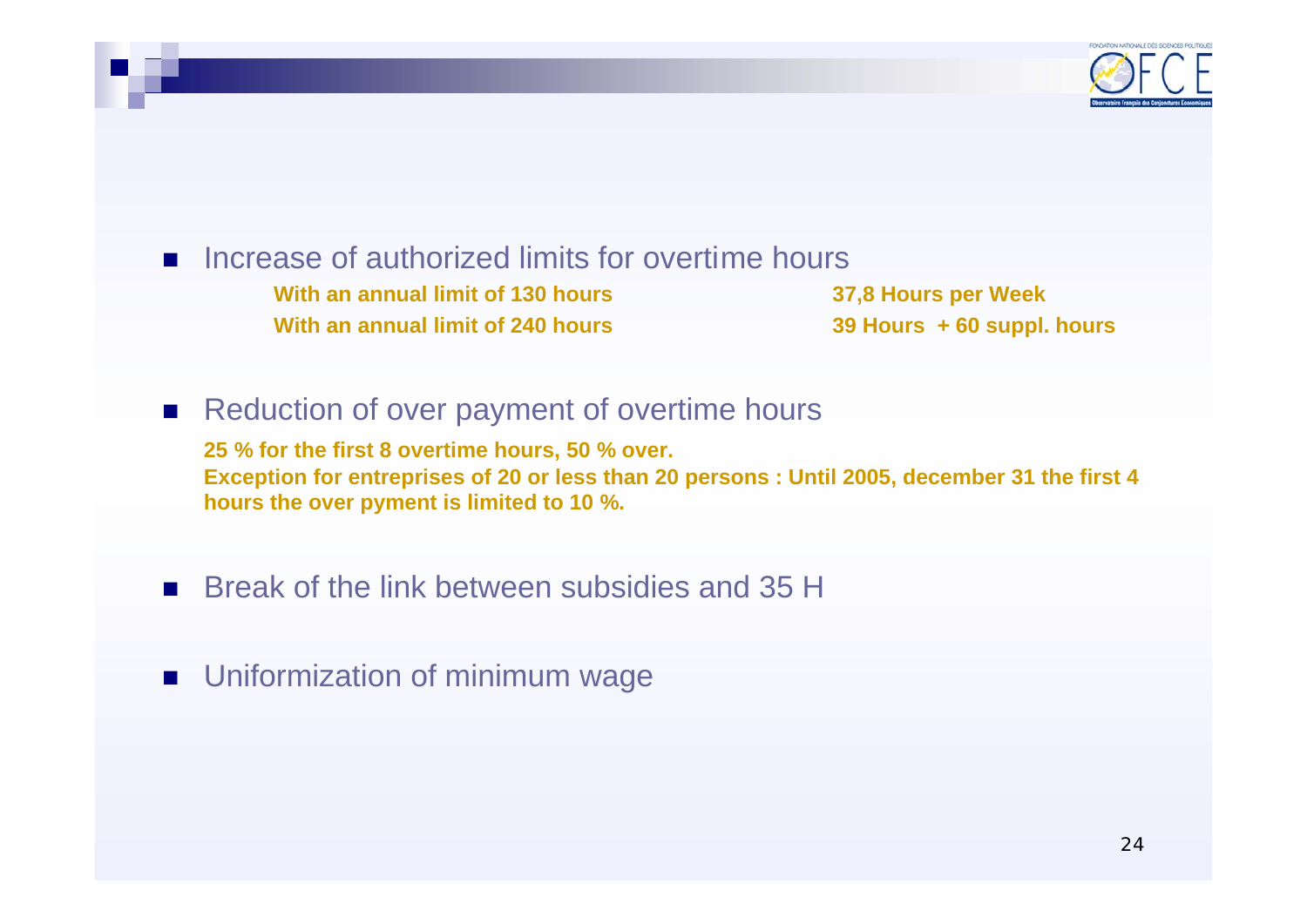- Increase of authorized limits for overtime hours

  | | |
  |---|---|
  | **With an annual limit of 130 hours** | **37,8 Hours per Week** |
  | **With an annual limit of 240 hours** | **39 Hours + 60 suppl. hours** |

- Reduction of over payment of overtime hours

  **25 % for the first 8 overtime hours, 50 % over.**
  **Exception for entreprises of 20 or less than 20 persons : Until 2005, december 31 the first 4 hours the over pyment is limited to 10 %.**

- Break of the link between subsidies and 35 H

- Uniformization of minimum wage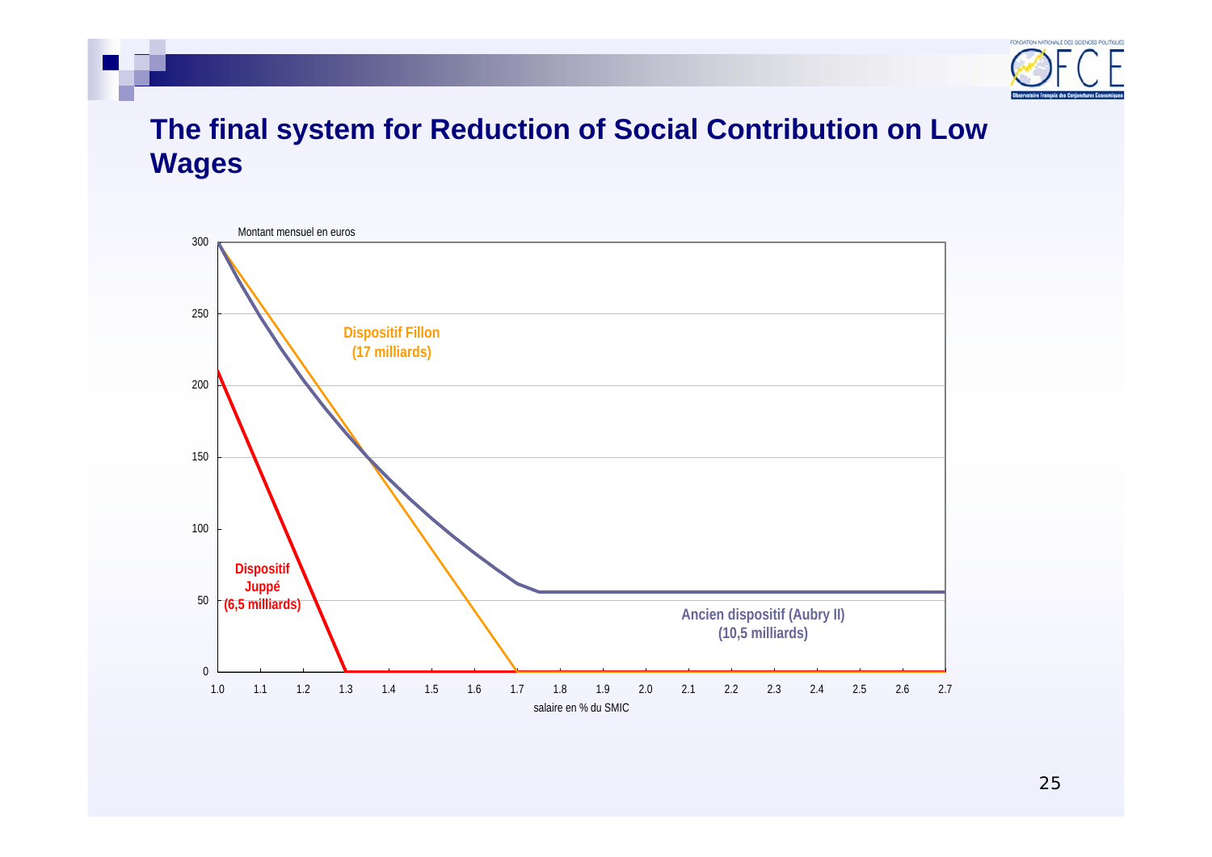## The final system for Reduction of Social Contribution on Low Wages

Montant mensuel en euros

Dispositif Fillon (17 milliards)

Dispositif Juppé (6,5 milliards)

Ancien dispositif (Aubry II) (10,5 milliards)

salaire en % du SMIC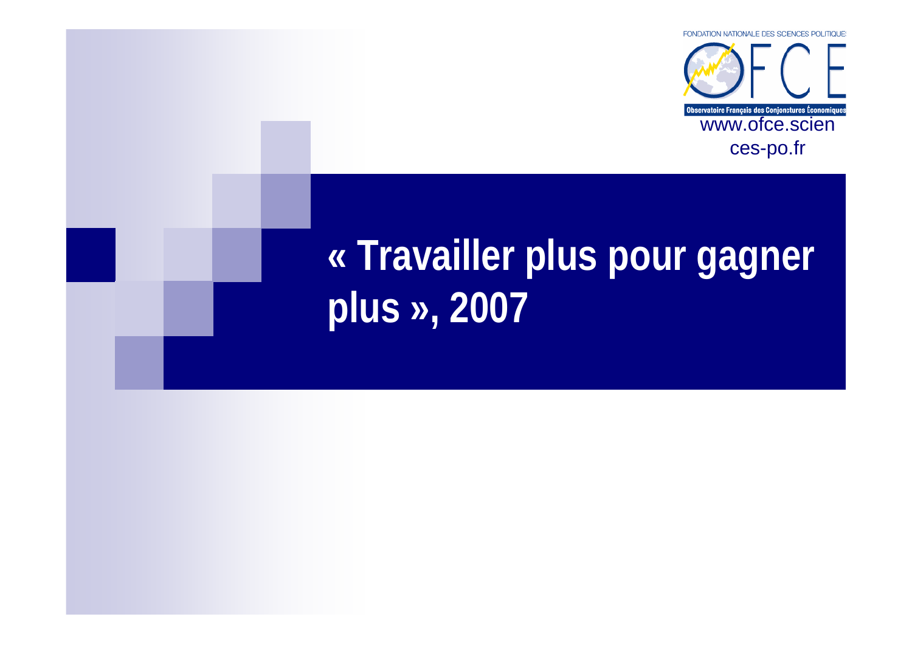# « Travailler plus pour gagner plus », 2007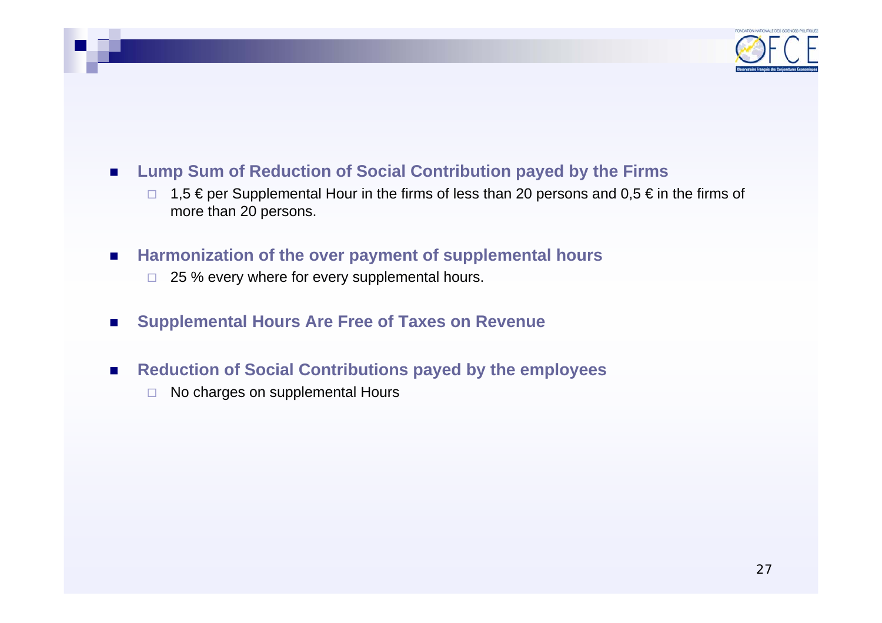- **Lump Sum of Reduction of Social Contribution payed by the Firms**
  - 1,5 € per Supplemental Hour in the firms of less than 20 persons and 0,5 € in the firms of more than 20 persons.

- **Harmonization of the over payment of supplemental hours**
  - 25 % every where for every supplemental hours.

- **Supplemental Hours Are Free of Taxes on Revenue**

- **Reduction of Social Contributions payed by the employees**
  - No charges on supplemental Hours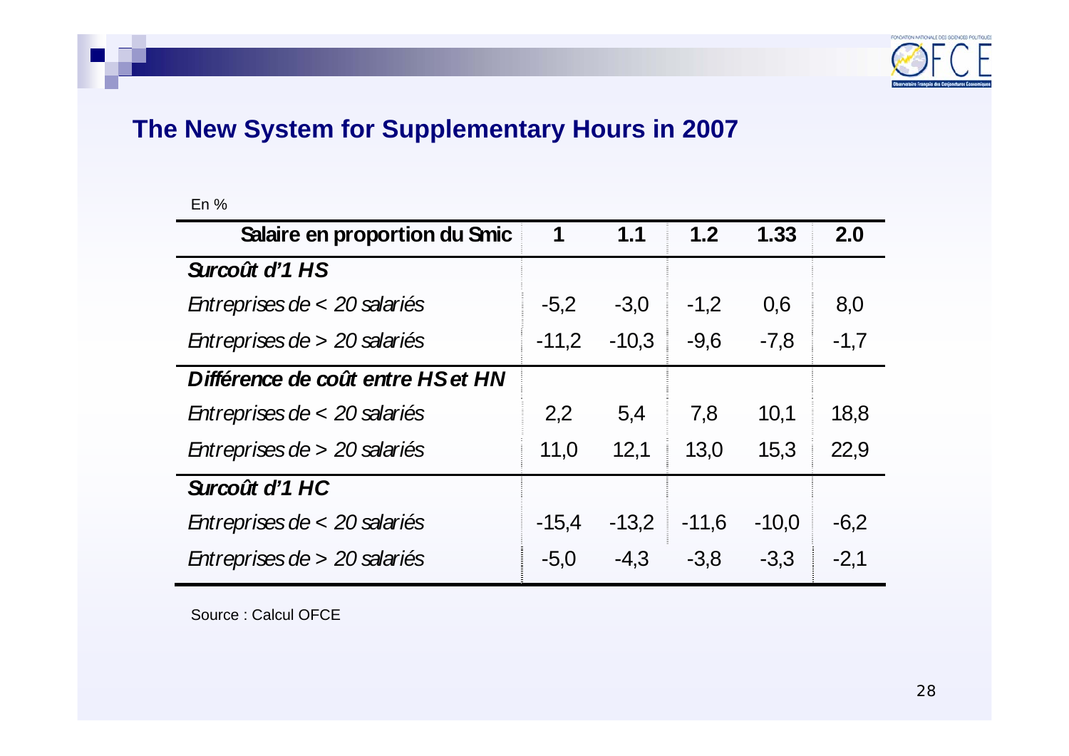## The New System for Supplementary Hours in 2007

En %

| Salaire en proportion du Smic | 1 | 1.1 | 1.2 | 1.33 | 2.0 |
|---|---|---|---|---|---|
| ***Surcoût d'1 HS*** | | | | | |
| *Entreprises de < 20 salariés* | -5,2 | -3,0 | -1,2 | 0,6 | 8,0 |
| *Entreprises de > 20 salariés* | -11,2 | -10,3 | -9,6 | -7,8 | -1,7 |
| ***Différence de coût entre HS et HN*** | | | | | |
| *Entreprises de < 20 salariés* | 2,2 | 5,4 | 7,8 | 10,1 | 18,8 |
| *Entreprises de > 20 salariés* | 11,0 | 12,1 | 13,0 | 15,3 | 22,9 |
| ***Surcoût d'1 HC*** | | | | | |
| *Entreprises de < 20 salariés* | -15,4 | -13,2 | -11,6 | -10,0 | -6,2 |
| *Entreprises de > 20 salariés* | -5,0 | -4,3 | -3,8 | -3,3 | -2,1 |

Source : Calcul OFCE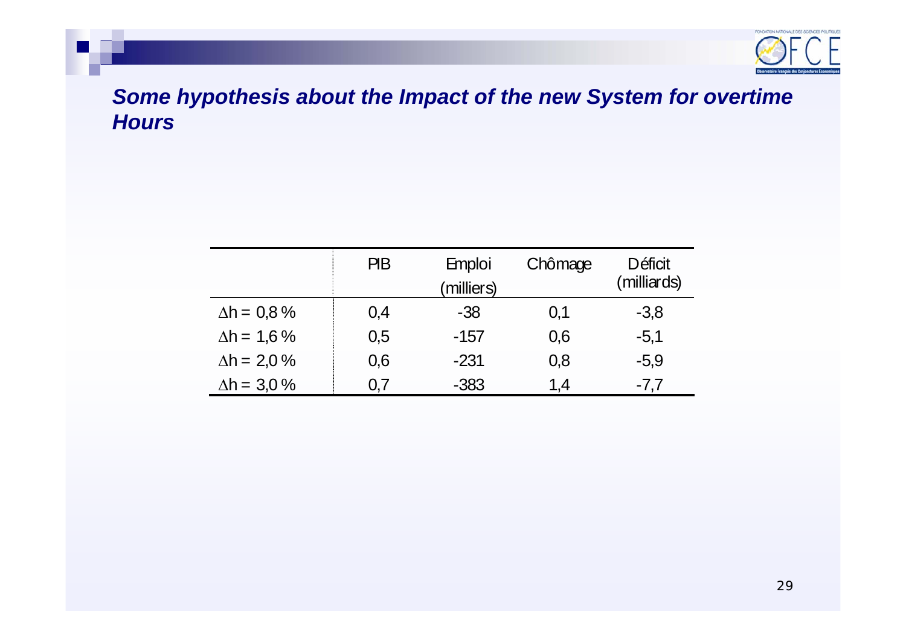## *Some hypothesis about the Impact of the new System for overtime Hours*

| | PIB | Emploi (milliers) | Chômage | Déficit (milliards) |
|---|---|---|---|---|
| $\Delta h$ = 0,8 % | 0,4 | -38 | 0,1 | -3,8 |
| $\Delta h$ = 1,6 % | 0,5 | -157 | 0,6 | -5,1 |
| $\Delta h$ = 2,0 % | 0,6 | -231 | 0,8 | -5,9 |
| $\Delta h$ = 3,0 % | 0,7 | -383 | 1,4 | -7,7 |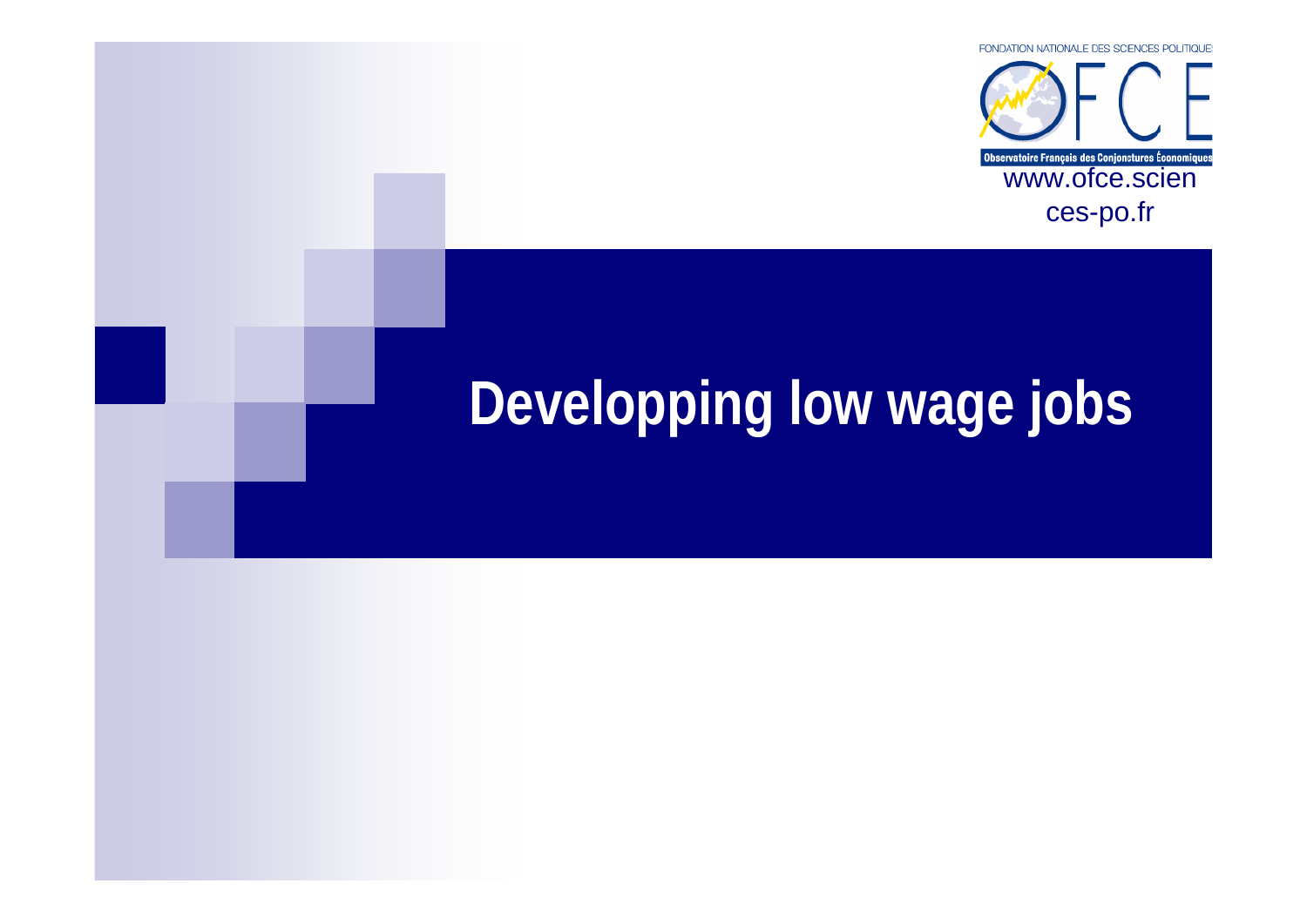# Developping low wage jobs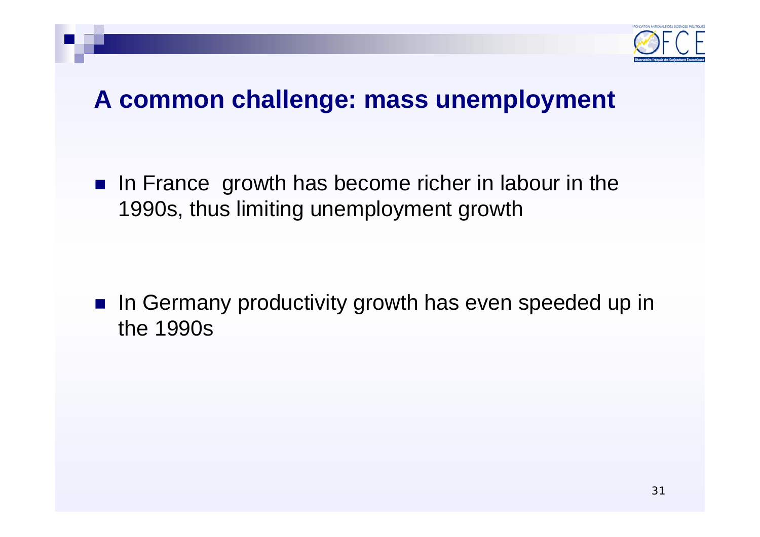## A common challenge: mass unemployment

- In France  growth has become richer in labour in the 1990s, thus limiting unemployment growth

- In Germany productivity growth has even speeded up in the 1990s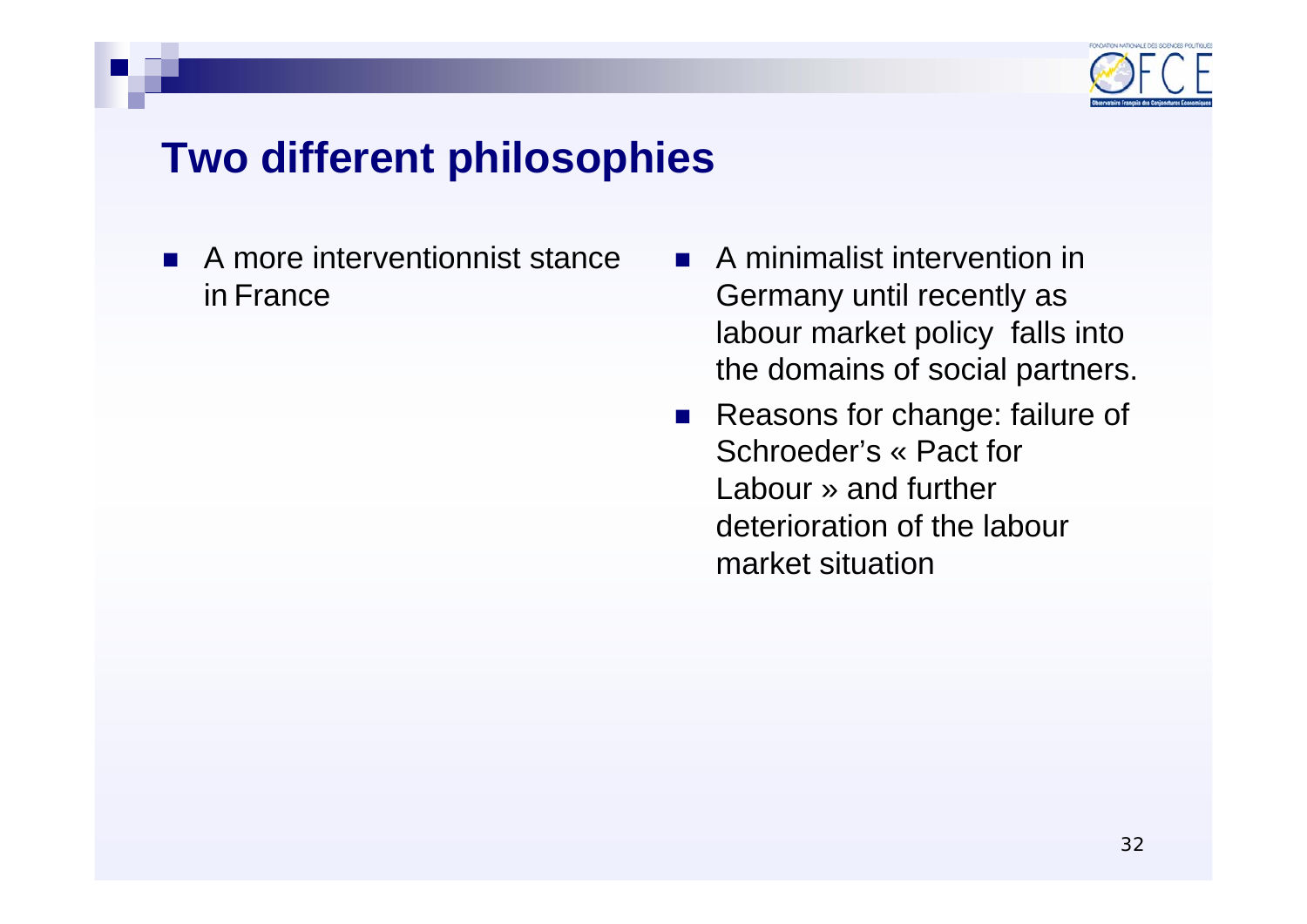# Two different philosophies

- A more interventionnist stance in France

- A minimalist intervention in Germany until recently as labour market policy falls into the domains of social partners.
- Reasons for change: failure of Schroeder's « Pact for Labour » and further deterioration of the labour market situation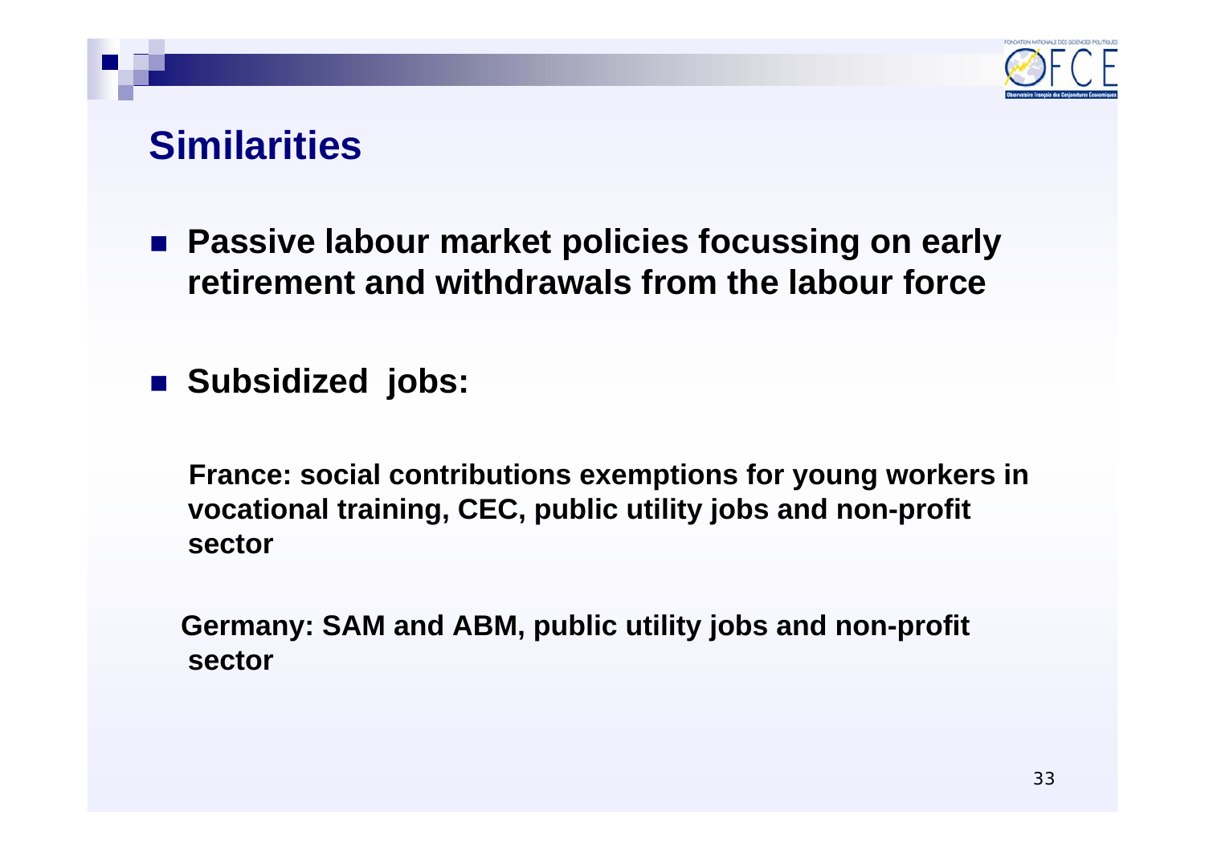## Similarities

- **Passive labour market policies focussing on early retirement and withdrawals from the labour force**

- **Subsidized jobs:**

  **France: social contributions exemptions for young workers in vocational training, CEC, public utility jobs and non-profit sector**

  **Germany: SAM and ABM, public utility jobs and non-profit sector**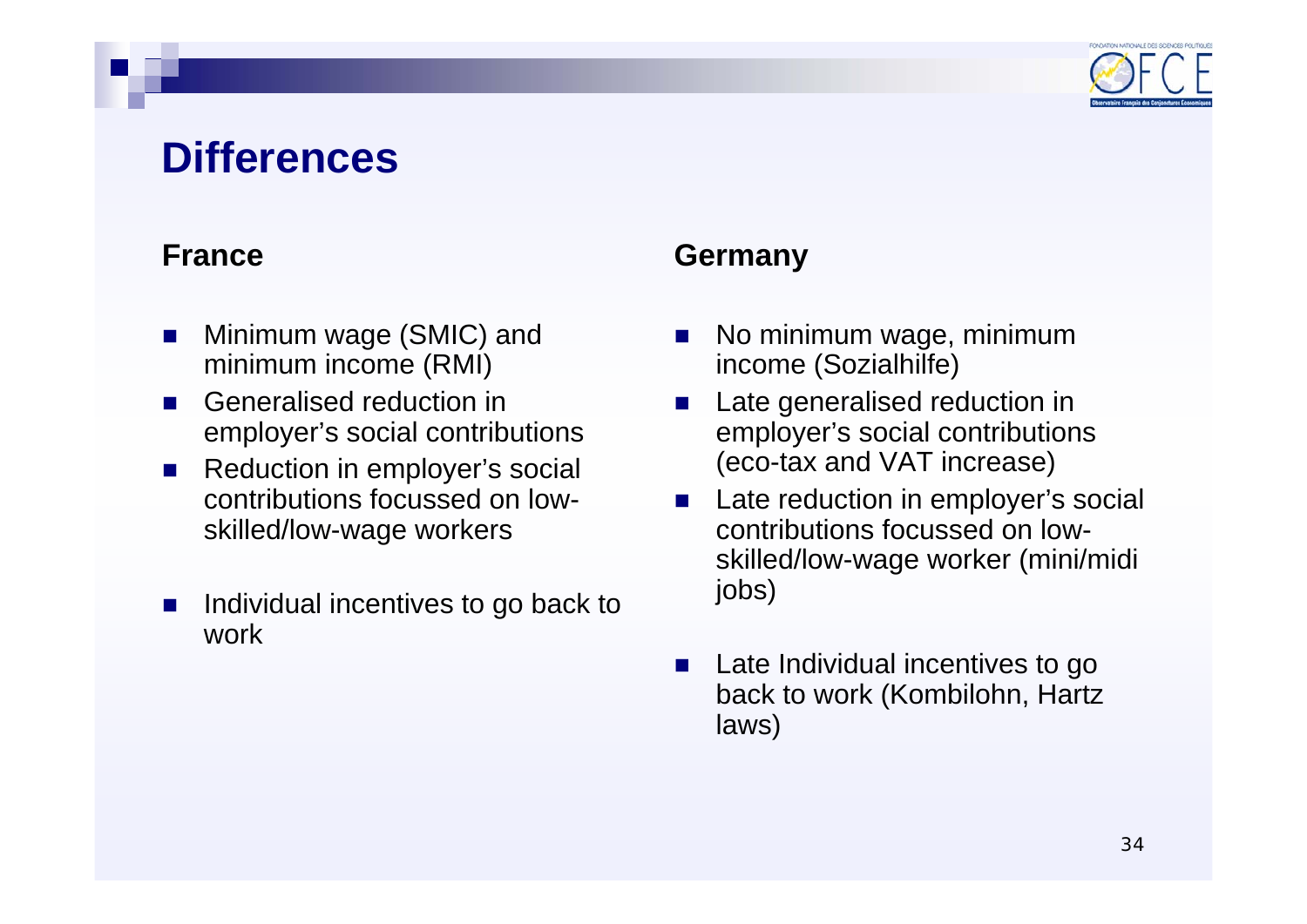# Differences

**France**

- Minimum wage (SMIC) and minimum income (RMI)
- Generalised reduction in employer's social contributions
- Reduction in employer's social contributions focussed on low-skilled/low-wage workers
- Individual incentives to go back to work

**Germany**

- No minimum wage, minimum income (Sozialhilfe)
- Late generalised reduction in employer's social contributions (eco-tax and VAT increase)
- Late reduction in employer's social contributions focussed on low-skilled/low-wage worker (mini/midi jobs)
- Late Individual incentives to go back to work (Kombilohn, Hartz laws)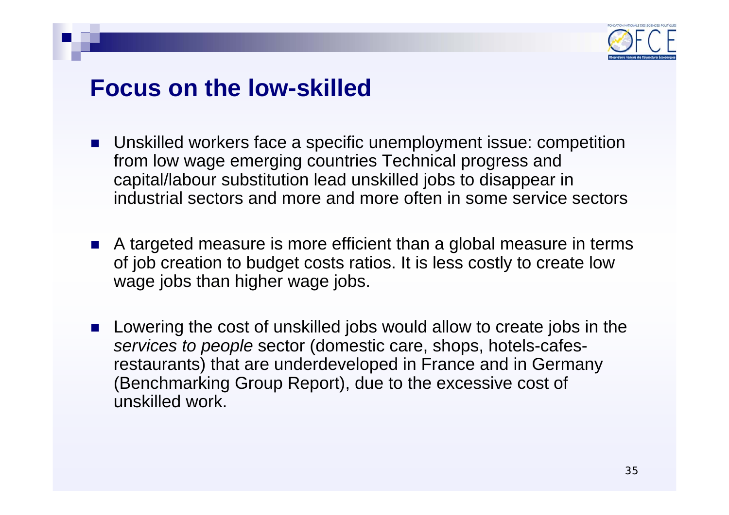# Focus on the low-skilled

- Unskilled workers face a specific unemployment issue: competition from low wage emerging countries Technical progress and capital/labour substitution lead unskilled jobs to disappear in industrial sectors and more and more often in some service sectors

- A targeted measure is more efficient than a global measure in terms of job creation to budget costs ratios. It is less costly to create low wage jobs than higher wage jobs.

- Lowering the cost of unskilled jobs would allow to create jobs in the *services to people* sector (domestic care, shops, hotels-cafes-restaurants) that are underdeveloped in France and in Germany (Benchmarking Group Report), due to the excessive cost of unskilled work.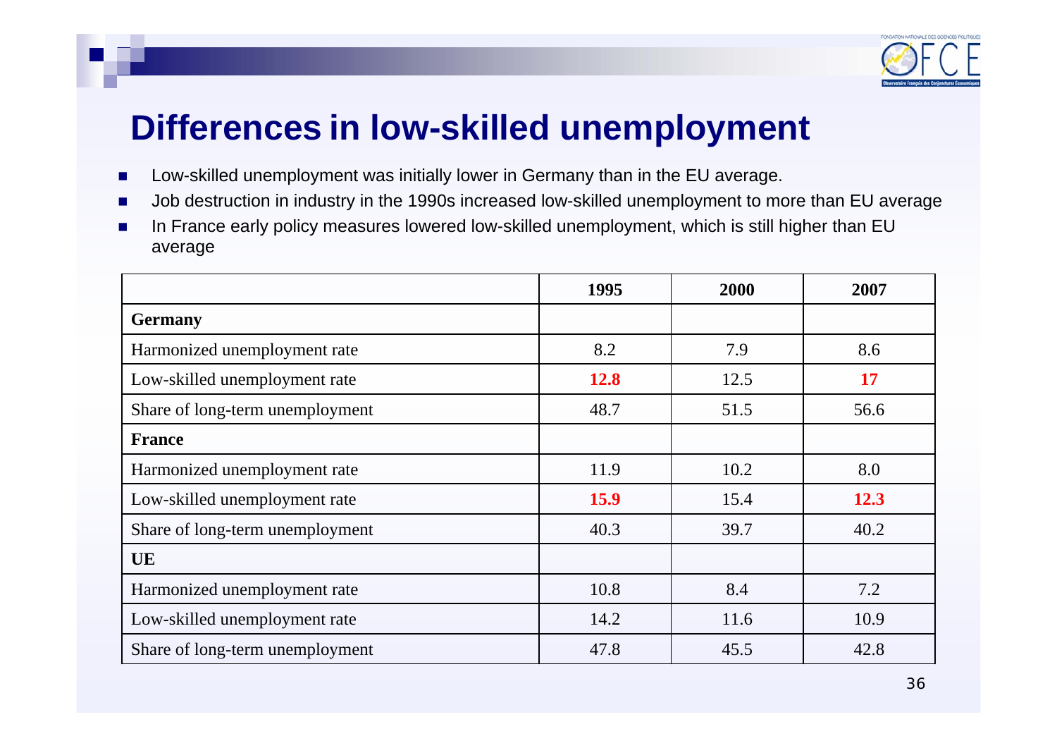# Differences in low-skilled unemployment

- Low-skilled unemployment was initially lower in Germany than in the EU average.
- Job destruction in industry in the 1990s increased low-skilled unemployment to more than EU average
- In France early policy measures lowered low-skilled unemployment, which is still higher than EU average

| | 1995 | 2000 | 2007 |
|---|---|---|---|
| **Germany** | | | |
| Harmonized unemployment rate | 8.2 | 7.9 | 8.6 |
| Low-skilled unemployment rate | **12.8** | 12.5 | **17** |
| Share of long-term unemployment | 48.7 | 51.5 | 56.6 |
| **France** | | | |
| Harmonized unemployment rate | 11.9 | 10.2 | 8.0 |
| Low-skilled unemployment rate | **15.9** | 15.4 | **12.3** |
| Share of long-term unemployment | 40.3 | 39.7 | 40.2 |
| **UE** | | | |
| Harmonized unemployment rate | 10.8 | 8.4 | 7.2 |
| Low-skilled unemployment rate | 14.2 | 11.6 | 10.9 |
| Share of long-term unemployment | 47.8 | 45.5 | 42.8 |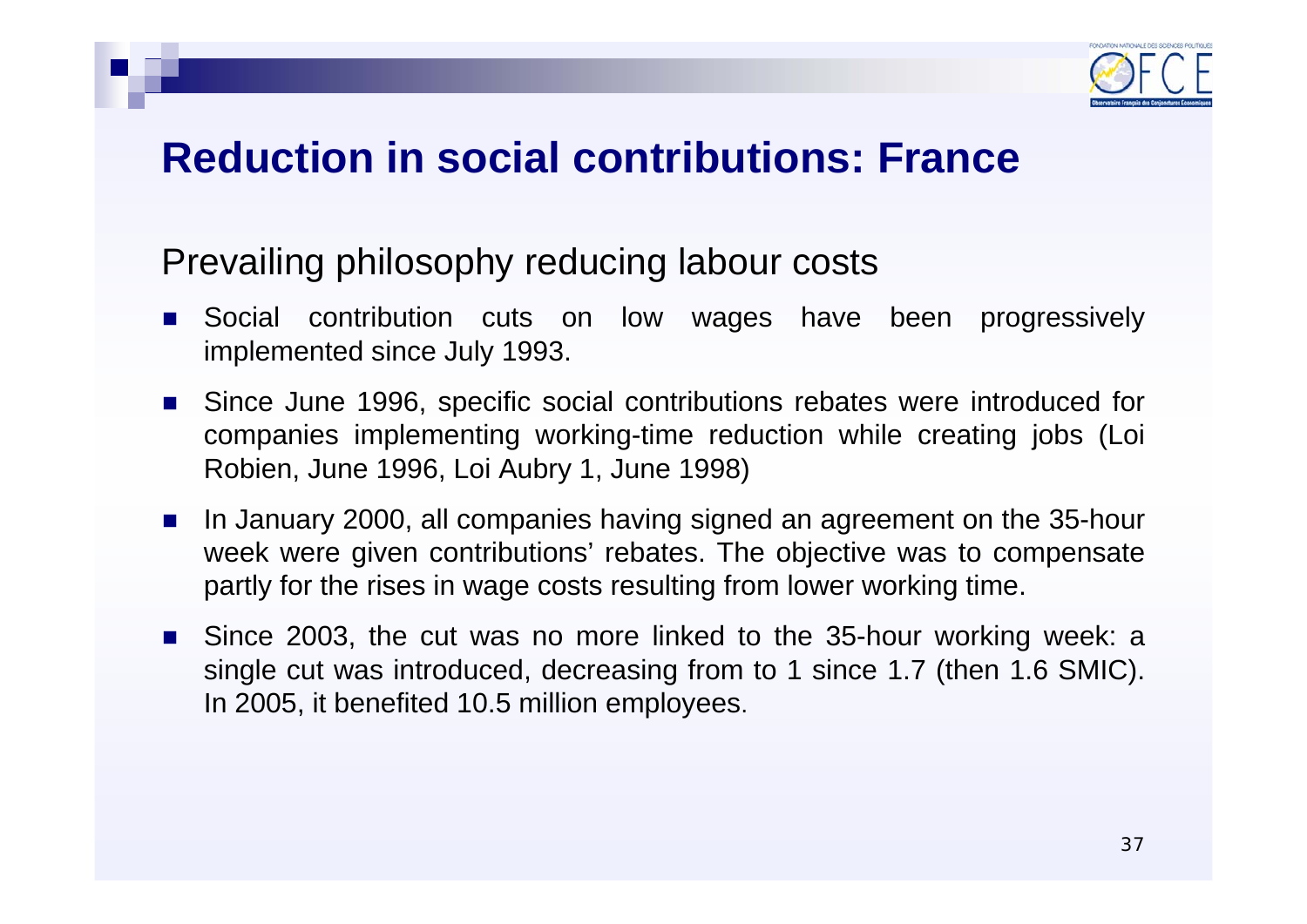# Reduction in social contributions: France

## Prevailing philosophy reducing labour costs

- Social contribution cuts on low wages have been progressively implemented since July 1993.
- Since June 1996, specific social contributions rebates were introduced for companies implementing working-time reduction while creating jobs (Loi Robien, June 1996, Loi Aubry 1, June 1998)
- In January 2000, all companies having signed an agreement on the 35-hour week were given contributions' rebates. The objective was to compensate partly for the rises in wage costs resulting from lower working time.
- Since 2003, the cut was no more linked to the 35-hour working week: a single cut was introduced, decreasing from to 1 since 1.7 (then 1.6 SMIC). In 2005, it benefited 10.5 million employees.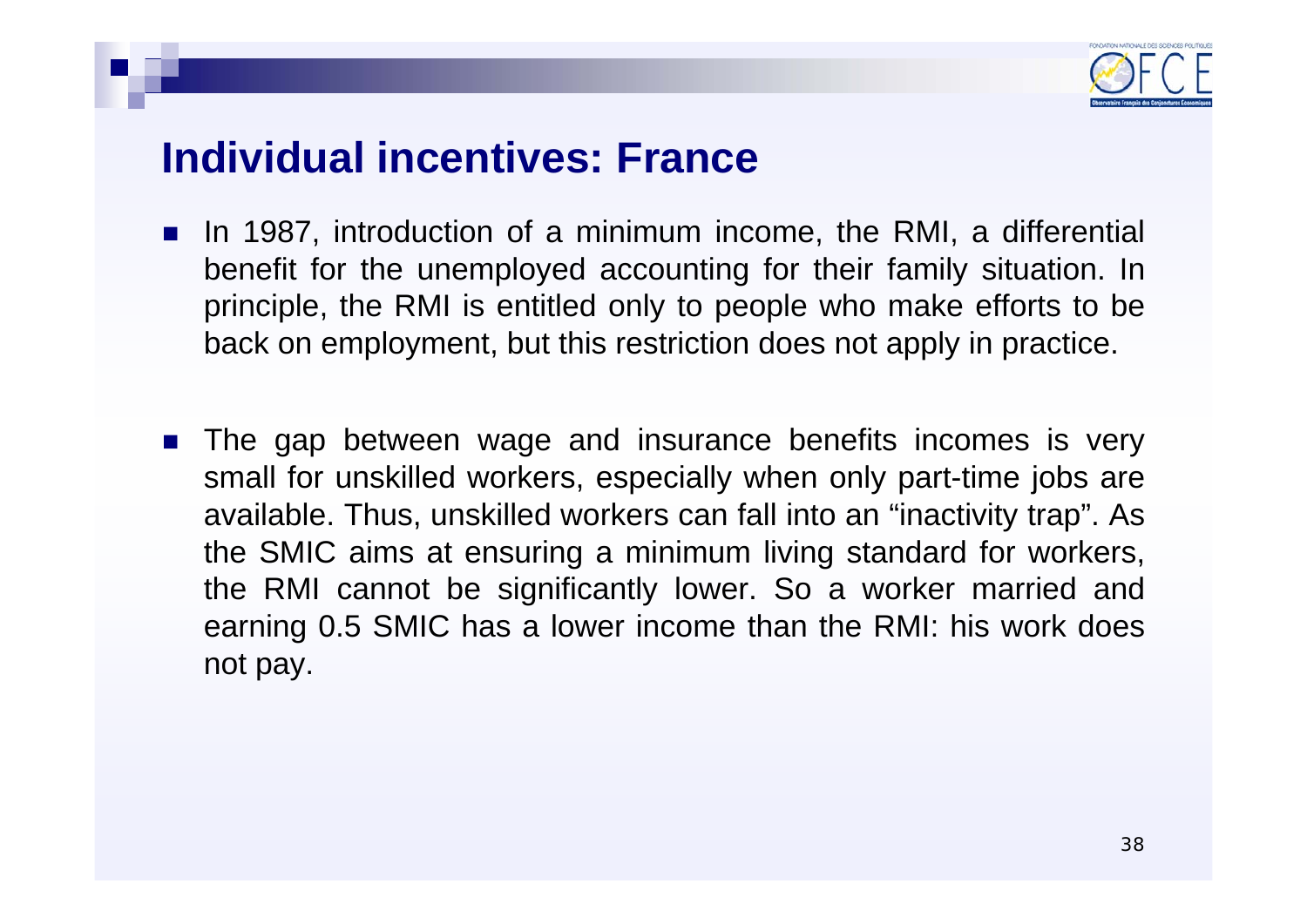# Individual incentives: France

- In 1987, introduction of a minimum income, the RMI, a differential benefit for the unemployed accounting for their family situation. In principle, the RMI is entitled only to people who make efforts to be back on employment, but this restriction does not apply in practice.

- The gap between wage and insurance benefits incomes is very small for unskilled workers, especially when only part-time jobs are available. Thus, unskilled workers can fall into an "inactivity trap". As the SMIC aims at ensuring a minimum living standard for workers, the RMI cannot be significantly lower. So a worker married and earning 0.5 SMIC has a lower income than the RMI: his work does not pay.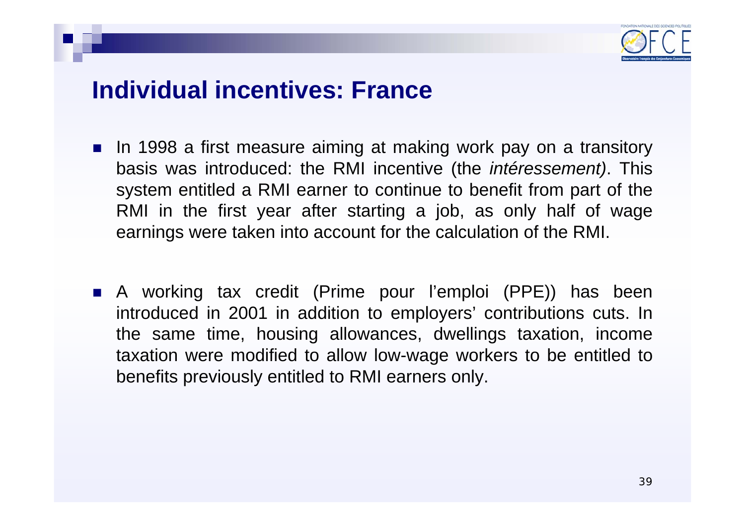# Individual incentives: France

- In 1998 a first measure aiming at making work pay on a transitory basis was introduced: the RMI incentive (the *intéressement)*. This system entitled a RMI earner to continue to benefit from part of the RMI in the first year after starting a job, as only half of wage earnings were taken into account for the calculation of the RMI.

- A working tax credit (Prime pour l'emploi (PPE)) has been introduced in 2001 in addition to employers' contributions cuts. In the same time, housing allowances, dwellings taxation, income taxation were modified to allow low-wage workers to be entitled to benefits previously entitled to RMI earners only.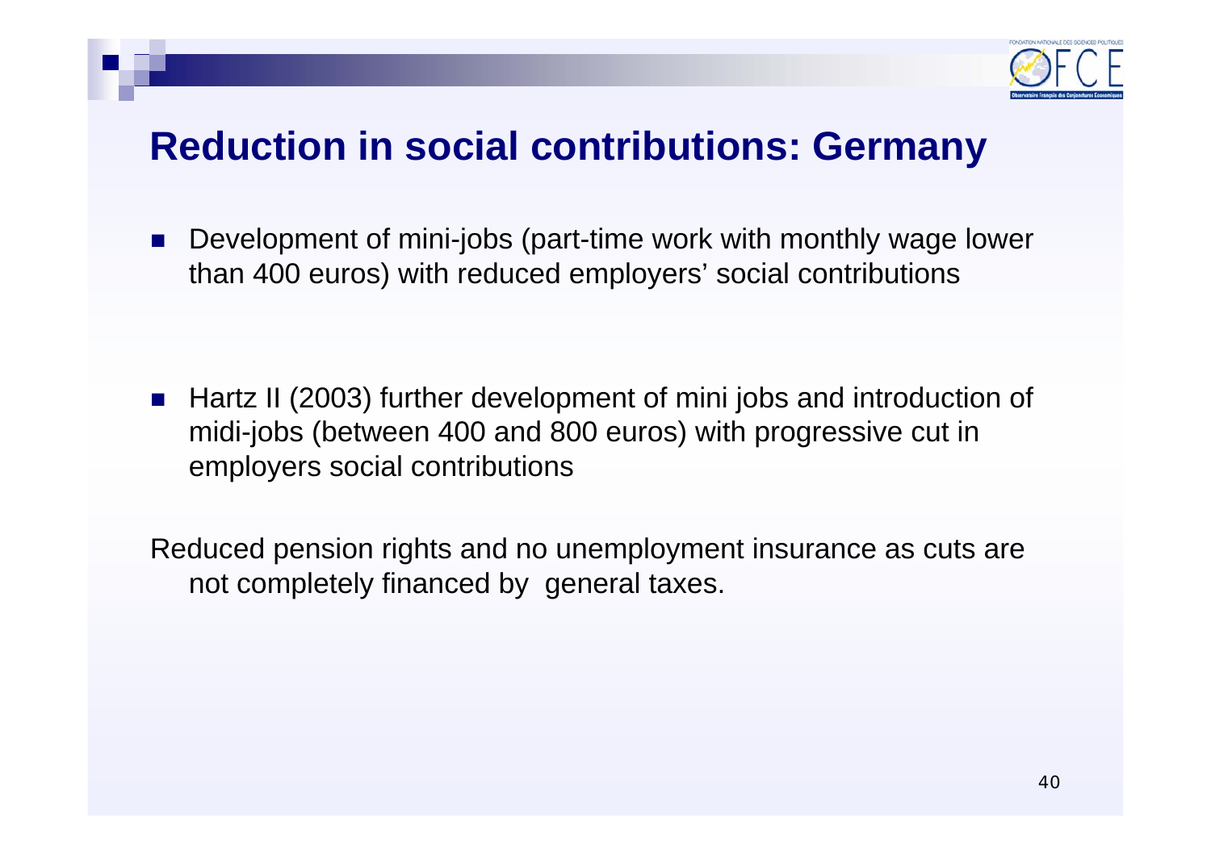# Reduction in social contributions: Germany

- Development of mini-jobs (part-time work with monthly wage lower than 400 euros) with reduced employers' social contributions

- Hartz II (2003) further development of mini jobs and introduction of midi-jobs (between 400 and 800 euros) with progressive cut in employers social contributions

Reduced pension rights and no unemployment insurance as cuts are not completely financed by general taxes.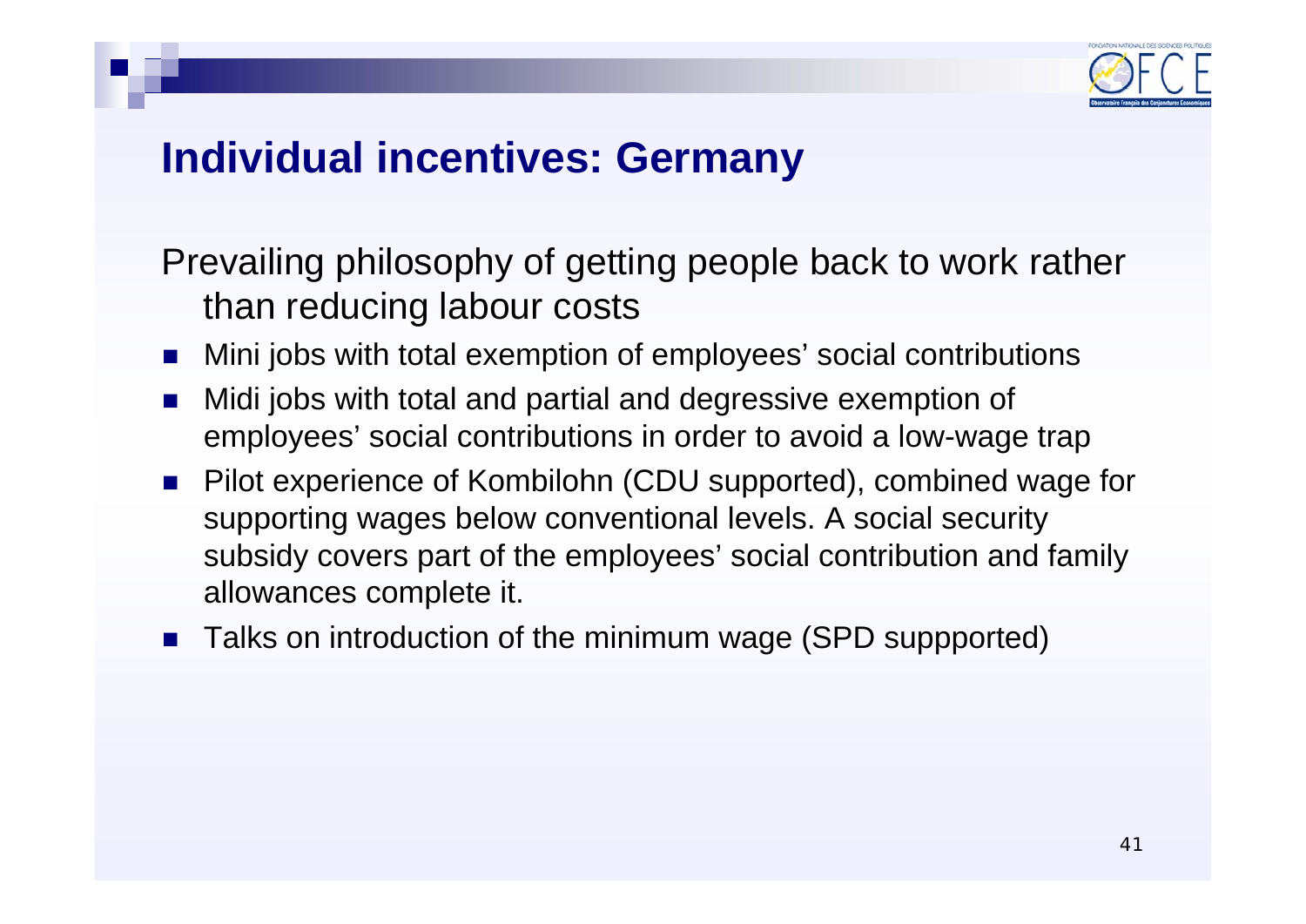# Individual incentives: Germany

Prevailing philosophy of getting people back to work rather than reducing labour costs

- Mini jobs with total exemption of employees' social contributions
- Midi jobs with total and partial and degressive exemption of employees' social contributions in order to avoid a low-wage trap
- Pilot experience of Kombilohn (CDU supported), combined wage for supporting wages below conventional levels. A social security subsidy covers part of the employees' social contribution and family allowances complete it.
- Talks on introduction of the minimum wage (SPD suppported)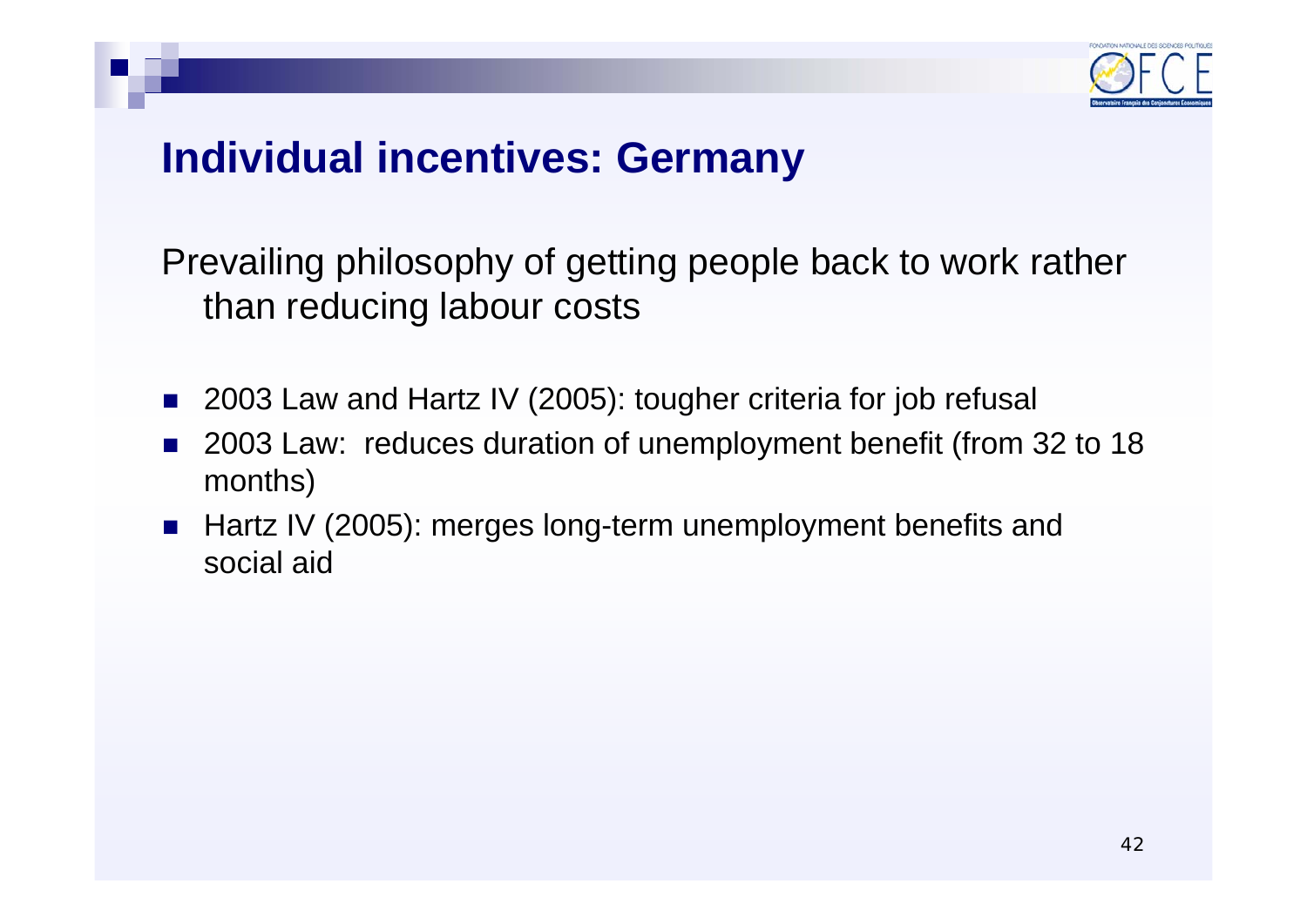# Individual incentives: Germany

Prevailing philosophy of getting people back to work rather than reducing labour costs

- 2003 Law and Hartz IV (2005): tougher criteria for job refusal
- 2003 Law: reduces duration of unemployment benefit (from 32 to 18 months)
- Hartz IV (2005): merges long-term unemployment benefits and social aid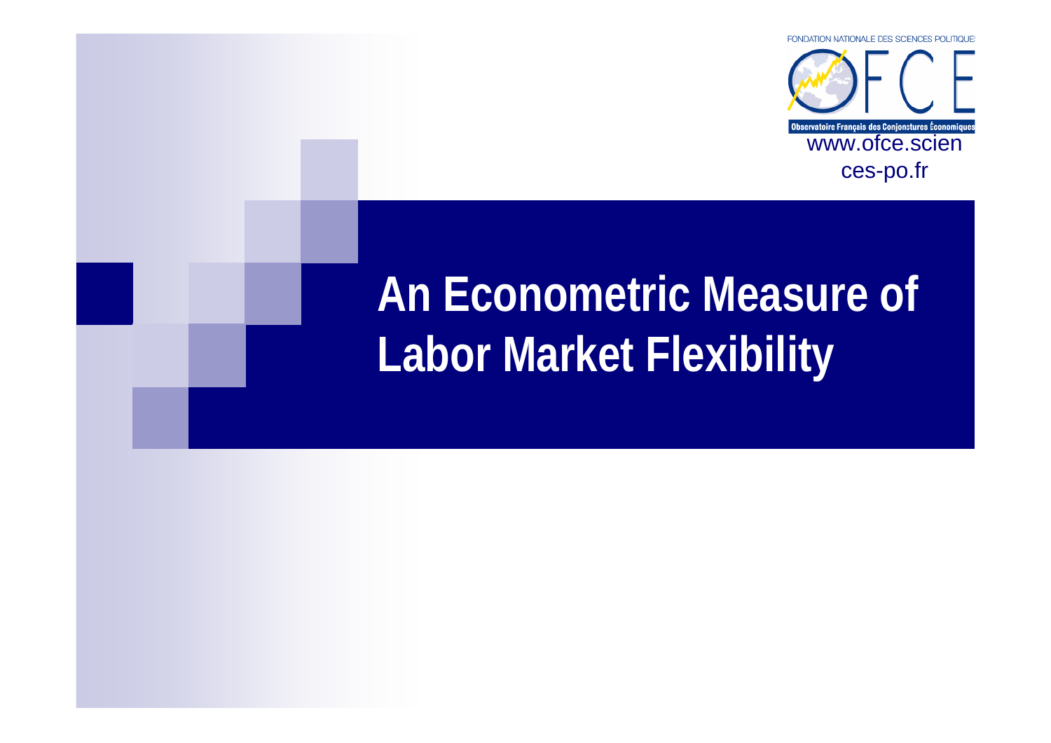FONDATION NATIONALE DES SCIENCES POLITIQUES

Observatoire Français des Conjonctures Économiques

www.ofce.sciences-po.fr

# An Econometric Measure of Labor Market Flexibility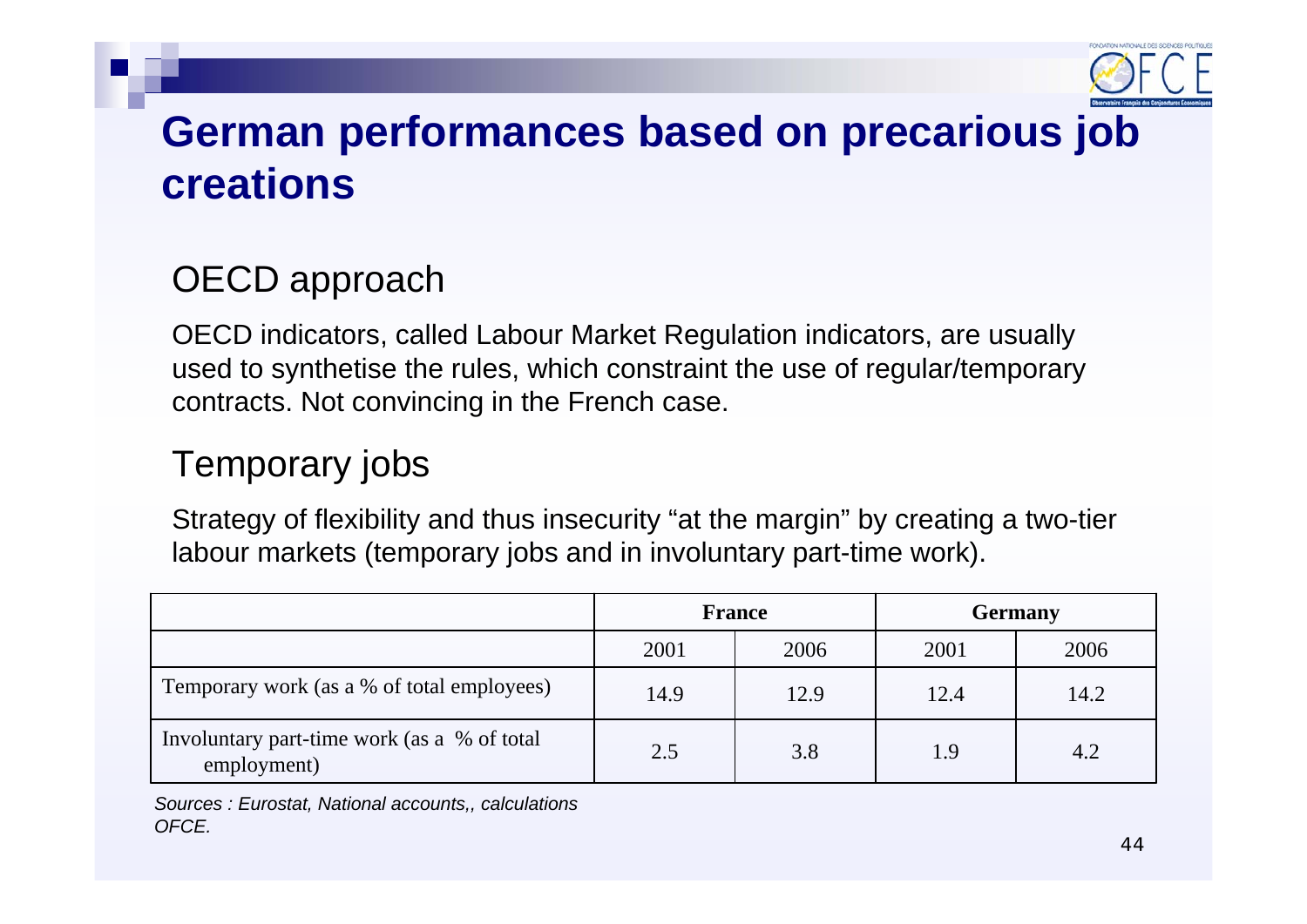# German performances based on precarious job creations

## OECD approach

OECD indicators, called Labour Market Regulation indicators, are usually used to synthetise the rules, which constraint the use of regular/temporary contracts. Not convincing in the French case.

## Temporary jobs

Strategy of flexibility and thus insecurity “at the margin” by creating a two-tier labour markets (temporary jobs and in involuntary part-time work).

| | France | | Germany | |
|---|---|---|---|---|
| | 2001 | 2006 | 2001 | 2006 |
| Temporary work (as a % of total employees) | 14.9 | 12.9 | 12.4 | 14.2 |
| Involuntary part-time work (as a % of total employment) | 2.5 | 3.8 | 1.9 | 4.2 |

*Sources : Eurostat, National accounts,, calculations OFCE.*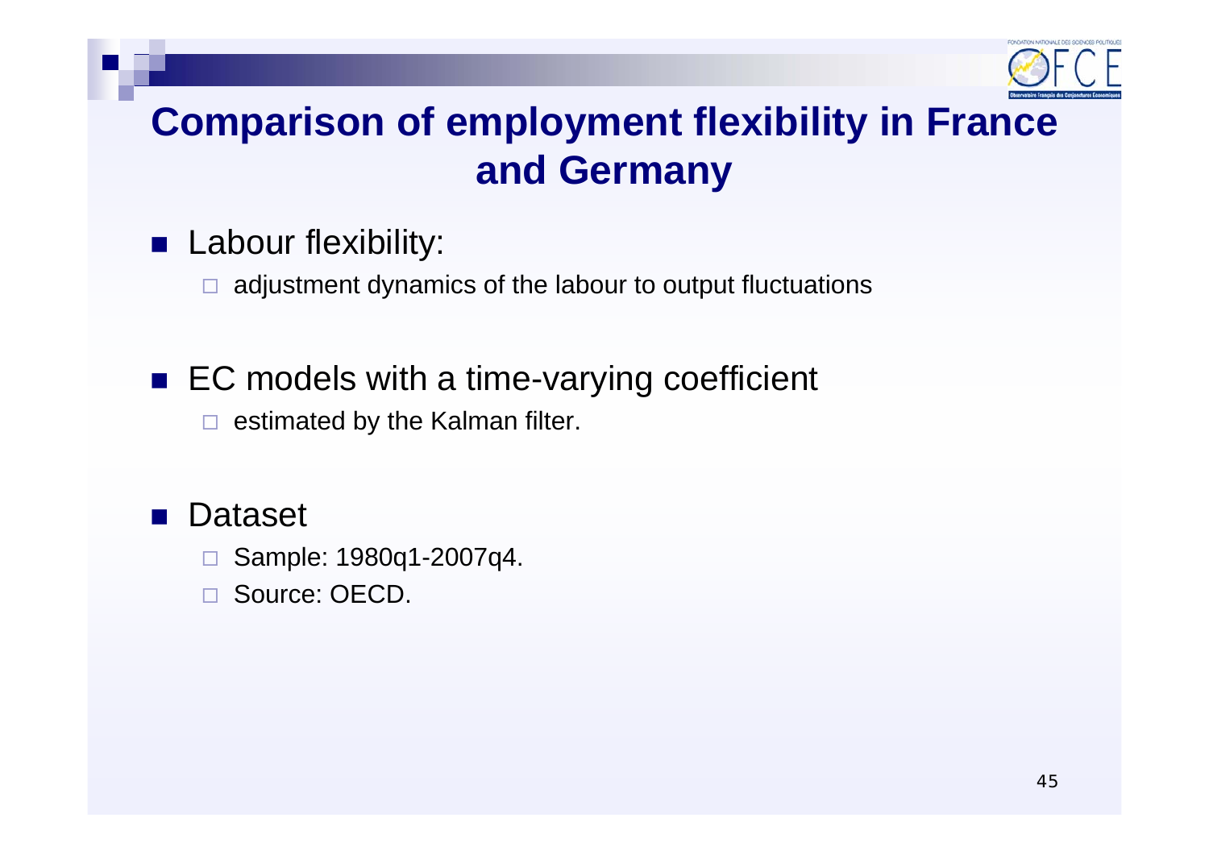# Comparison of employment flexibility in France and Germany

- Labour flexibility:
  - adjustment dynamics of the labour to output fluctuations
- EC models with a time-varying coefficient
  - estimated by the Kalman filter.
- Dataset
  - Sample: 1980q1-2007q4.
  - Source: OECD.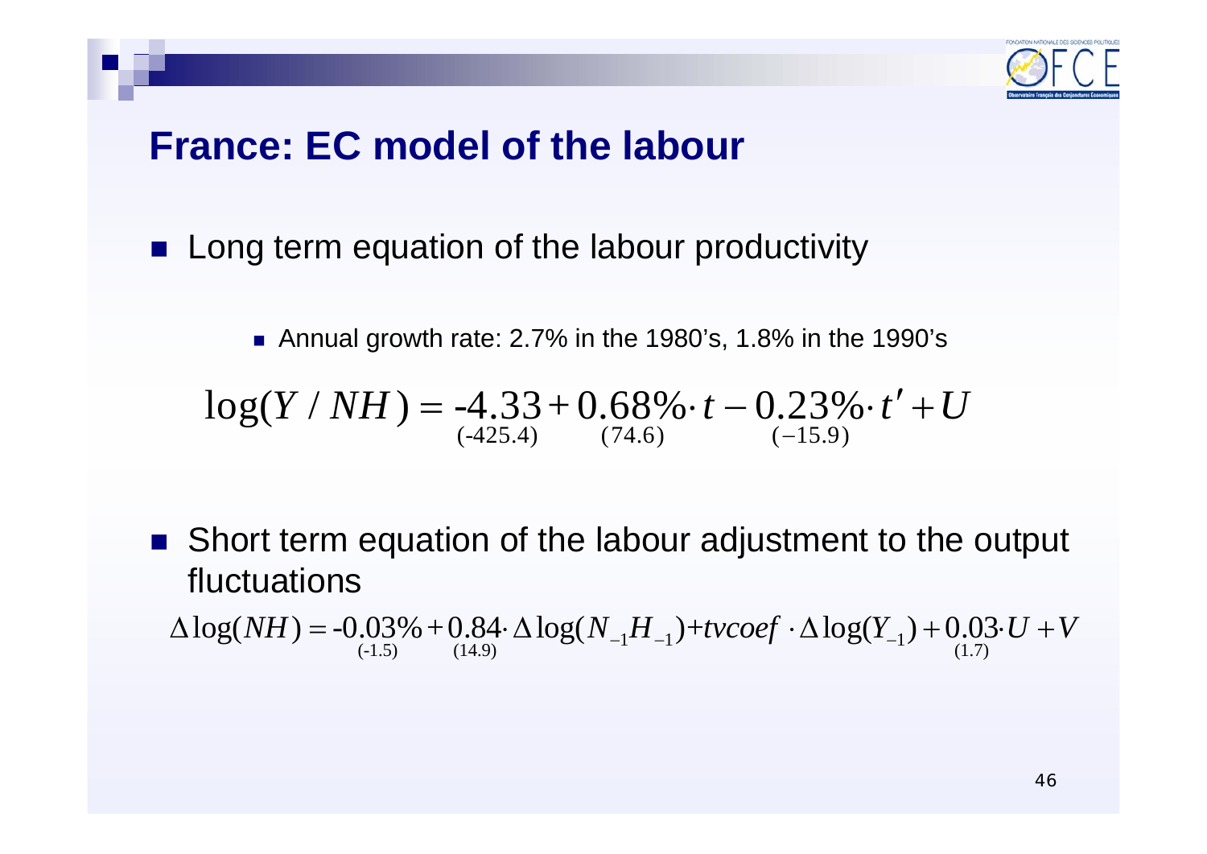# France: EC model of the labour

- Long term equation of the labour productivity
  - Annual growth rate: 2.7% in the 1980's, 1.8% in the 1990's

$$\log(Y/NH) = \underset{(-425.4)}{-4.33} + \underset{(74.6)}{0.68\%} \cdot t - \underset{(-15.9)}{0.23\%} \cdot t' + U$$

- Short term equation of the labour adjustment to the output fluctuations

$$\Delta \log(NH) = \underset{(-1.5)}{-0.03\%} + \underset{(14.9)}{0.84} \cdot \Delta \log(N_{-1}H_{-1}) + tvcoef \cdot \Delta \log(Y_{-1}) + \underset{(1.7)}{0.03} \cdot U + V$$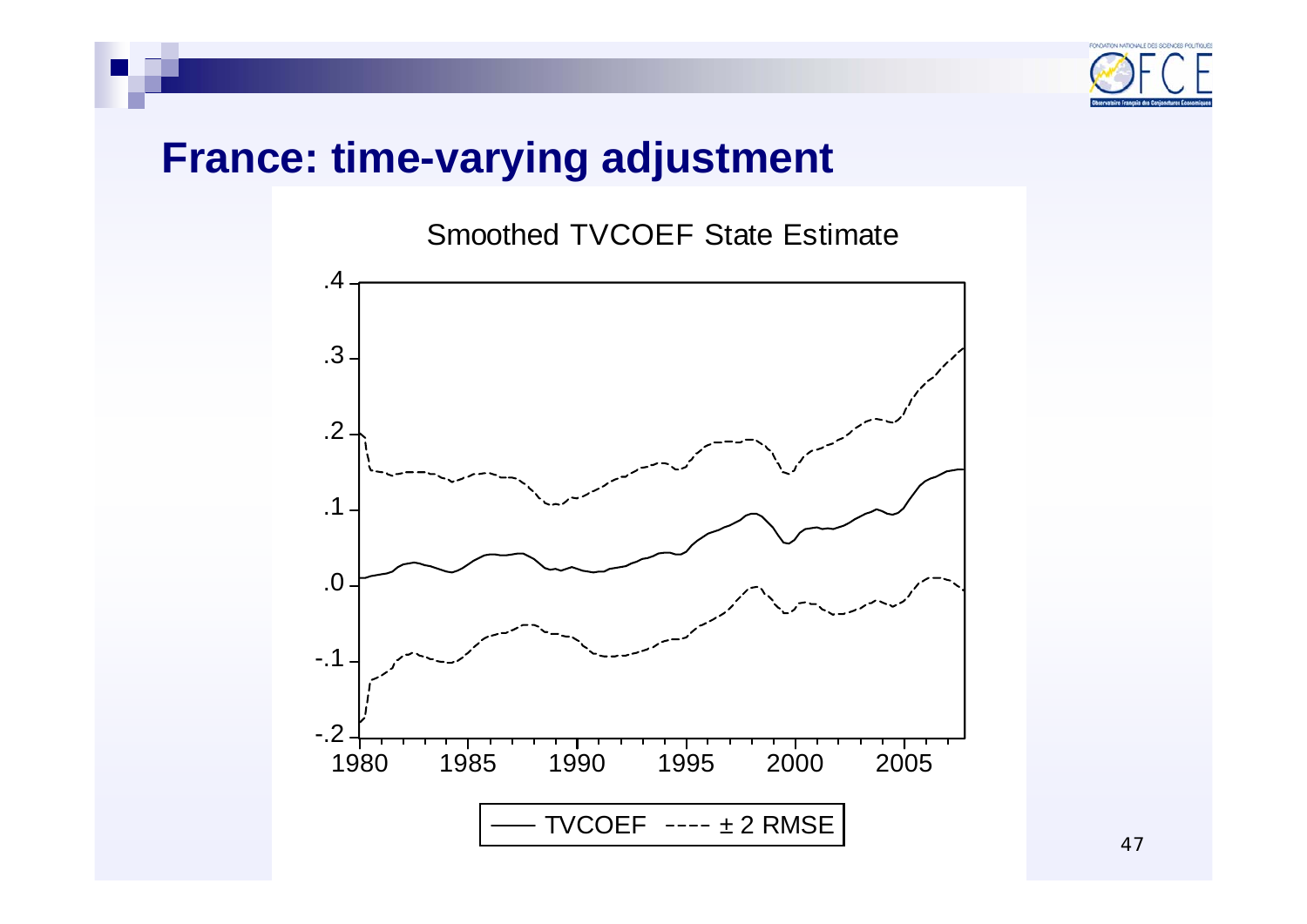# France: time-varying adjustment

Smoothed TVCOEF State Estimate

TVCOEF ---- ± 2 RMSE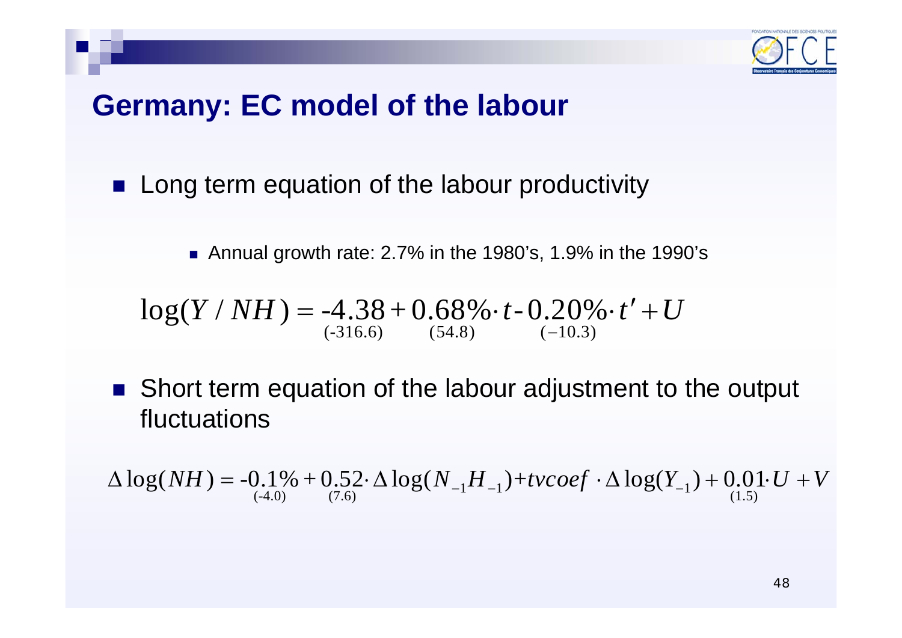## Germany: EC model of the labour

- Long term equation of the labour productivity
  - Annual growth rate: 2.7% in the 1980's, 1.9% in the 1990's

$$\log(Y/NH) = \underset{(-316.6)}{-4.38} + \underset{(54.8)}{0.68\%} \cdot t - \underset{(-10.3)}{0.20\%} \cdot t' + U$$

- Short term equation of the labour adjustment to the output fluctuations

$$\Delta \log(NH) = \underset{(-4.0)}{-0.1\%} + \underset{(7.6)}{0.52} \cdot \Delta \log(N_{-1}H_{-1}) + tvcoef \cdot \Delta \log(Y_{-1}) + \underset{(1.5)}{0.01} \cdot U + V$$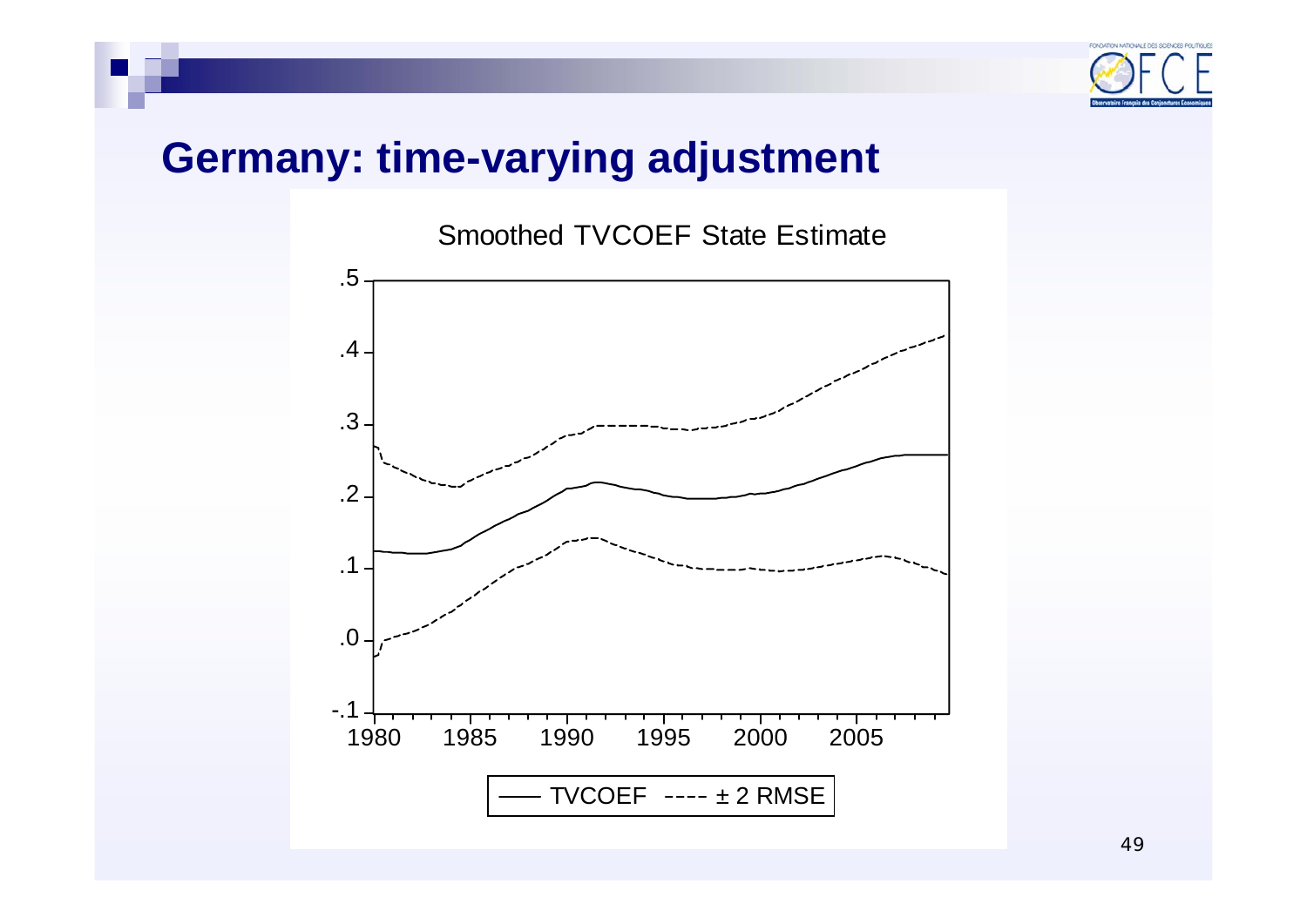# Germany: time-varying adjustment

Smoothed TVCOEF State Estimate

—— TVCOEF ---- ± 2 RMSE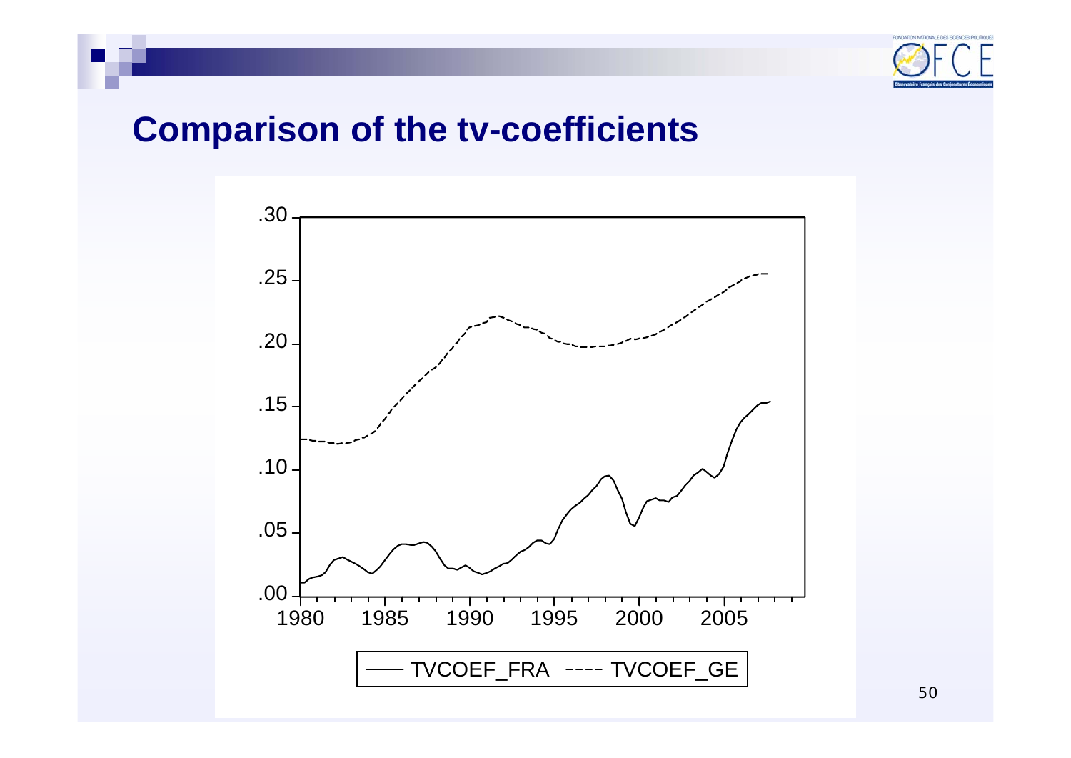# Comparison of the tv-coefficients

.30
.25
.20
.15
.10
.05
.00

1980 1985 1990 1995 2000 2005

TVCOEF_FRA ---- TVCOEF_GE